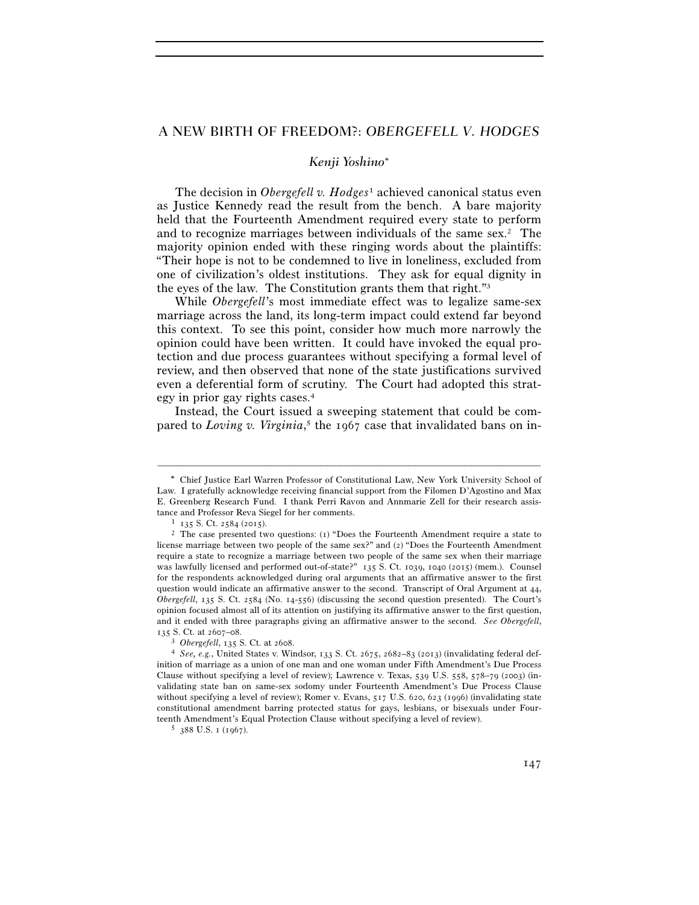# A NEW BIRTH OF FREEDOM?: *OBERGEFELL V. HODGES*

*Kenji Yoshino*[*]

The decision in *Obergefell v. Hodges*[1] achieved canonical status even as Justice Kennedy read the result from the bench. A bare majority held that the Fourteenth Amendment required every state to perform and to recognize marriages between individuals of the same sex.[2] The majority opinion ended with these ringing words about the plaintiffs: "Their hope is not to be condemned to live in loneliness, excluded from one of civilization's oldest institutions. They ask for equal dignity in the eyes of the law. The Constitution grants them that right."[3]

While *Obergefell*'s most immediate effect was to legalize same-sex marriage across the land, its long-term impact could extend far beyond this context. To see this point, consider how much more narrowly the opinion could have been written. It could have invoked the equal protection and due process guarantees without specifying a formal level of review, and then observed that none of the state justifications survived even a deferential form of scrutiny. The Court had adopted this strategy in prior gay rights cases.[4]

Instead, the Court issued a sweeping statement that could be compared to *Loving v. Virginia*,[5] the 1967 case that invalidated bans on in-

---

[*] Chief Justice Earl Warren Professor of Constitutional Law, New York University School of Law. I gratefully acknowledge receiving financial support from the Filomen D'Agostino and Max E. Greenberg Research Fund. I thank Perri Ravon and Annmarie Zell for their research assistance and Professor Reva Siegel for her comments.

[1] 135 S. Ct. 2584 (2015).

[2] The case presented two questions: (1) "Does the Fourteenth Amendment require a state to license marriage between two people of the same sex?" and (2) "Does the Fourteenth Amendment require a state to recognize a marriage between two people of the same sex when their marriage was lawfully licensed and performed out-of-state?" 135 S. Ct. 1039, 1040 (2015) (mem.). Counsel for the respondents acknowledged during oral arguments that an affirmative answer to the first question would indicate an affirmative answer to the second. Transcript of Oral Argument at 44, *Obergefell*, 135 S. Ct. 2584 (No. 14-556) (discussing the second question presented). The Court's opinion focused almost all of its attention on justifying its affirmative answer to the first question, and it ended with three paragraphs giving an affirmative answer to the second. *See Obergefell*, 135 S. Ct. at 2607–08.

[3] *Obergefell*, 135 S. Ct. at 2608.

[4] *See, e.g.*, United States v. Windsor, 133 S. Ct. 2675, 2682–83 (2013) (invalidating federal definition of marriage as a union of one man and one woman under Fifth Amendment's Due Process Clause without specifying a level of review); Lawrence v. Texas, 539 U.S. 558, 578–79 (2003) (invalidating state ban on same-sex sodomy under Fourteenth Amendment's Due Process Clause without specifying a level of review); Romer v. Evans, 517 U.S. 620, 623 (1996) (invalidating state constitutional amendment barring protected status for gays, lesbians, or bisexuals under Fourteenth Amendment's Equal Protection Clause without specifying a level of review).

[5] 388 U.S. 1 (1967).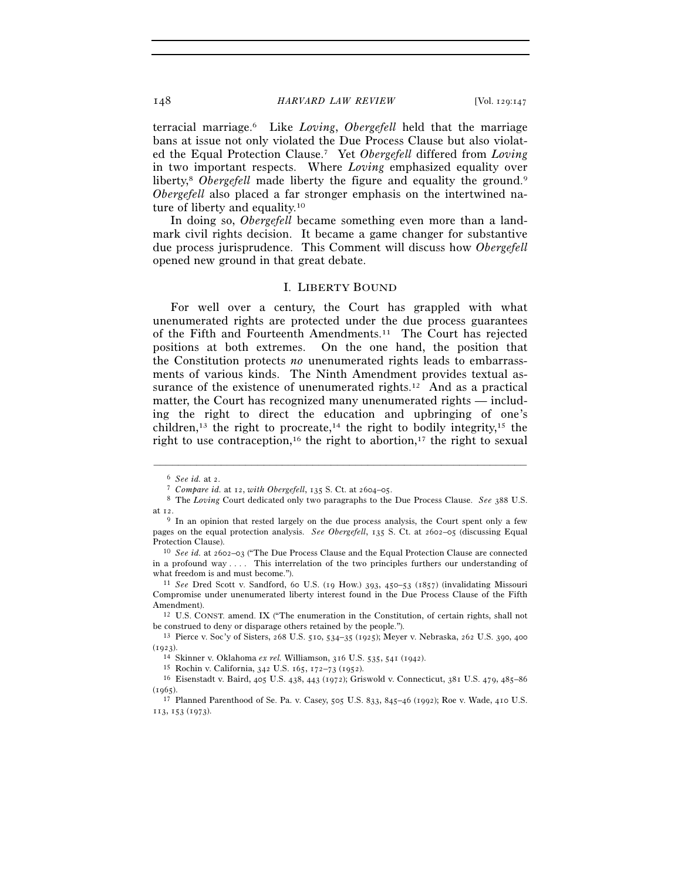terracial marriage.[6] Like *Loving*, *Obergefell* held that the marriage bans at issue not only violated the Due Process Clause but also violated the Equal Protection Clause.[7] Yet *Obergefell* differed from *Loving* in two important respects. Where *Loving* emphasized equality over liberty,[8] *Obergefell* made liberty the figure and equality the ground.[9] *Obergefell* also placed a far stronger emphasis on the intertwined nature of liberty and equality.[10]

In doing so, *Obergefell* became something even more than a landmark civil rights decision. It became a game changer for substantive due process jurisprudence. This Comment will discuss how *Obergefell* opened new ground in that great debate.

## I. LIBERTY BOUND

For well over a century, the Court has grappled with what unenumerated rights are protected under the due process guarantees of the Fifth and Fourteenth Amendments.[11] The Court has rejected positions at both extremes. On the one hand, the position that the Constitution protects *no* unenumerated rights leads to embarrassments of various kinds. The Ninth Amendment provides textual assurance of the existence of unenumerated rights.[12] And as a practical matter, the Court has recognized many unenumerated rights — including the right to direct the education and upbringing of one's children,[13] the right to procreate,[14] the right to bodily integrity,[15] the right to use contraception,[16] the right to abortion,[17] the right to sexual

---

[6] *See id.* at 2.

[7] *Compare id.* at 12, *with Obergefell*, 135 S. Ct. at 2604–05.

[8] The *Loving* Court dedicated only two paragraphs to the Due Process Clause. *See* 388 U.S. at 12.

[9] In an opinion that rested largely on the due process analysis, the Court spent only a few pages on the equal protection analysis. *See Obergefell*, 135 S. Ct. at 2602–05 (discussing Equal Protection Clause).

[10] *See id.* at 2602–03 ("The Due Process Clause and the Equal Protection Clause are connected in a profound way . . . . This interrelation of the two principles furthers our understanding of what freedom is and must become.").

[11] *See* Dred Scott v. Sandford, 60 U.S. (19 How.) 393, 450–53 (1857) (invalidating Missouri Compromise under unenumerated liberty interest found in the Due Process Clause of the Fifth Amendment).

[12] U.S. CONST. amend. IX ("The enumeration in the Constitution, of certain rights, shall not be construed to deny or disparage others retained by the people.").

[13] Pierce v. Soc'y of Sisters, 268 U.S. 510, 534–35 (1925); Meyer v. Nebraska, 262 U.S. 390, 400 (1923).

[14] Skinner v. Oklahoma *ex rel.* Williamson, 316 U.S. 535, 541 (1942).

[15] Rochin v. California, 342 U.S. 165, 172–73 (1952).

[16] Eisenstadt v. Baird, 405 U.S. 438, 443 (1972); Griswold v. Connecticut, 381 U.S. 479, 485–86 (1965).

[17] Planned Parenthood of Se. Pa. v. Casey, 505 U.S. 833, 845–46 (1992); Roe v. Wade, 410 U.S. 113, 153 (1973).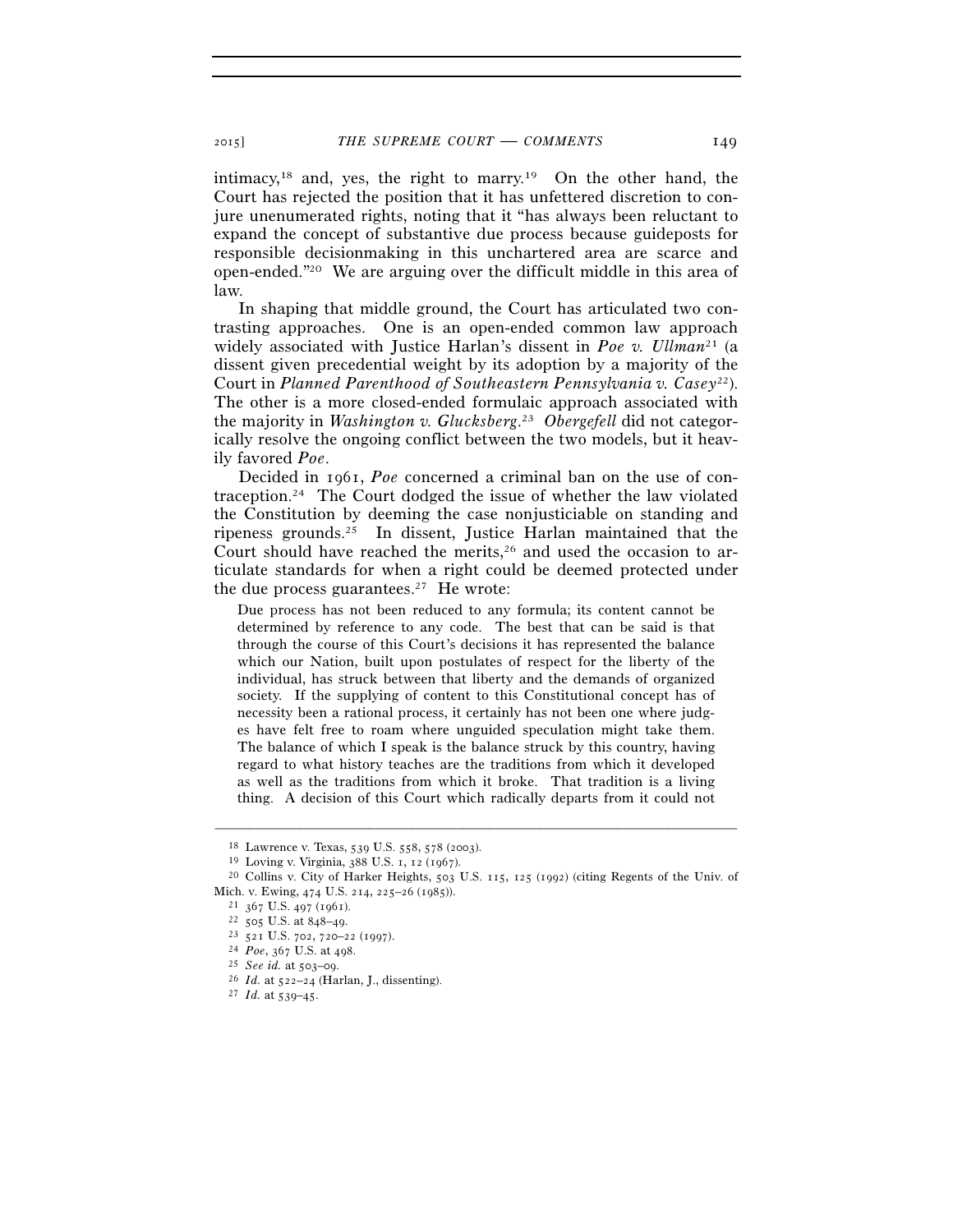intimacy,[18] and, yes, the right to marry.[19] On the other hand, the Court has rejected the position that it has unfettered discretion to conjure unenumerated rights, noting that it "has always been reluctant to expand the concept of substantive due process because guideposts for responsible decisionmaking in this unchartered area are scarce and open-ended."[20] We are arguing over the difficult middle in this area of law.

In shaping that middle ground, the Court has articulated two contrasting approaches. One is an open-ended common law approach widely associated with Justice Harlan's dissent in *Poe v. Ullman*[21] (a dissent given precedential weight by its adoption by a majority of the Court in *Planned Parenthood of Southeastern Pennsylvania v. Casey*[22]). The other is a more closed-ended formulaic approach associated with the majority in *Washington v. Glucksberg*.[23] *Obergefell* did not categorically resolve the ongoing conflict between the two models, but it heavily favored *Poe*.

Decided in 1961, *Poe* concerned a criminal ban on the use of contraception.[24] The Court dodged the issue of whether the law violated the Constitution by deeming the case nonjusticiable on standing and ripeness grounds.[25] In dissent, Justice Harlan maintained that the Court should have reached the merits,[26] and used the occasion to articulate standards for when a right could be deemed protected under the due process guarantees.[27] He wrote:

> Due process has not been reduced to any formula; its content cannot be determined by reference to any code. The best that can be said is that through the course of this Court's decisions it has represented the balance which our Nation, built upon postulates of respect for the liberty of the individual, has struck between that liberty and the demands of organized society. If the supplying of content to this Constitutional concept has of necessity been a rational process, it certainly has not been one where judges have felt free to roam where unguided speculation might take them. The balance of which I speak is the balance struck by this country, having regard to what history teaches are the traditions from which it developed as well as the traditions from which it broke. That tradition is a living thing. A decision of this Court which radically departs from it could not

---

[18] Lawrence v. Texas, 539 U.S. 558, 578 (2003).

[19] Loving v. Virginia, 388 U.S. 1, 12 (1967).

[20] Collins v. City of Harker Heights, 503 U.S. 115, 125 (1992) (citing Regents of the Univ. of Mich. v. Ewing, 474 U.S. 214, 225–26 (1985)).

[21] 367 U.S. 497 (1961).

[22] 505 U.S. at 848–49.

[23] 521 U.S. 702, 720–22 (1997).

[24] *Poe*, 367 U.S. at 498.

[25] *See id.* at 503–09.

[26] *Id.* at 522–24 (Harlan, J., dissenting).

[27] *Id.* at 539–45.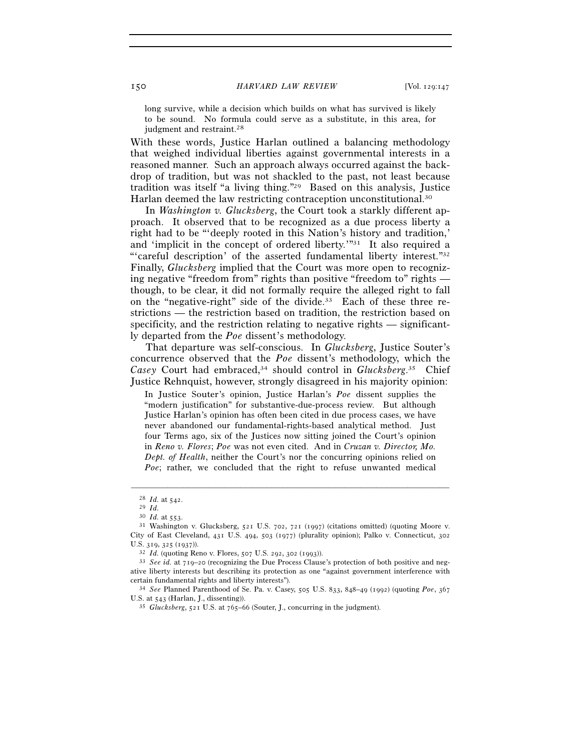> long survive, while a decision which builds on what has survived is likely to be sound. No formula could serve as a substitute, in this area, for judgment and restraint.[28]

With these words, Justice Harlan outlined a balancing methodology that weighed individual liberties against governmental interests in a reasoned manner. Such an approach always occurred against the backdrop of tradition, but was not shackled to the past, not least because tradition was itself "a living thing."[29] Based on this analysis, Justice Harlan deemed the law restricting contraception unconstitutional.[30]

In *Washington v. Glucksberg*, the Court took a starkly different approach. It observed that to be recognized as a due process liberty a right had to be "'deeply rooted in this Nation's history and tradition,' and 'implicit in the concept of ordered liberty.'"[31] It also required a "'careful description' of the asserted fundamental liberty interest."[32] Finally, *Glucksberg* implied that the Court was more open to recognizing negative "freedom from" rights than positive "freedom to" rights — though, to be clear, it did not formally require the alleged right to fall on the "negative-right" side of the divide.[33] Each of these three restrictions — the restriction based on tradition, the restriction based on specificity, and the restriction relating to negative rights — significantly departed from the *Poe* dissent's methodology.

That departure was self-conscious. In *Glucksberg*, Justice Souter's concurrence observed that the *Poe* dissent's methodology, which the *Casey* Court had embraced,[34] should control in *Glucksberg*.[35] Chief Justice Rehnquist, however, strongly disagreed in his majority opinion:

> In Justice Souter's opinion, Justice Harlan's *Poe* dissent supplies the "modern justification" for substantive-due-process review. But although Justice Harlan's opinion has often been cited in due process cases, we have never abandoned our fundamental-rights-based analytical method. Just four Terms ago, six of the Justices now sitting joined the Court's opinion in *Reno v. Flores*; *Poe* was not even cited. And in *Cruzan v. Director, Mo. Dept. of Health*, neither the Court's nor the concurring opinions relied on *Poe*; rather, we concluded that the right to refuse unwanted medical

---

[28] *Id.* at 542.

[29] *Id.*

[30] *Id.* at 553.

[31] Washington v. Glucksberg, 521 U.S. 702, 721 (1997) (citations omitted) (quoting Moore v. City of East Cleveland, 431 U.S. 494, 503 (1977) (plurality opinion); Palko v. Connecticut, 302 U.S. 319, 325 (1937)).

[32] *Id.* (quoting Reno v. Flores, 507 U.S. 292, 302 (1993)).

[33] *See id.* at 719–20 (recognizing the Due Process Clause's protection of both positive and negative liberty interests but describing its protection as one "against government interference with certain fundamental rights and liberty interests").

[34] *See* Planned Parenthood of Se. Pa. v. Casey, 505 U.S. 833, 848–49 (1992) (quoting *Poe*, 367 U.S. at 543 (Harlan, J., dissenting)).

[35] *Glucksberg*, 521 U.S. at 765–66 (Souter, J., concurring in the judgment).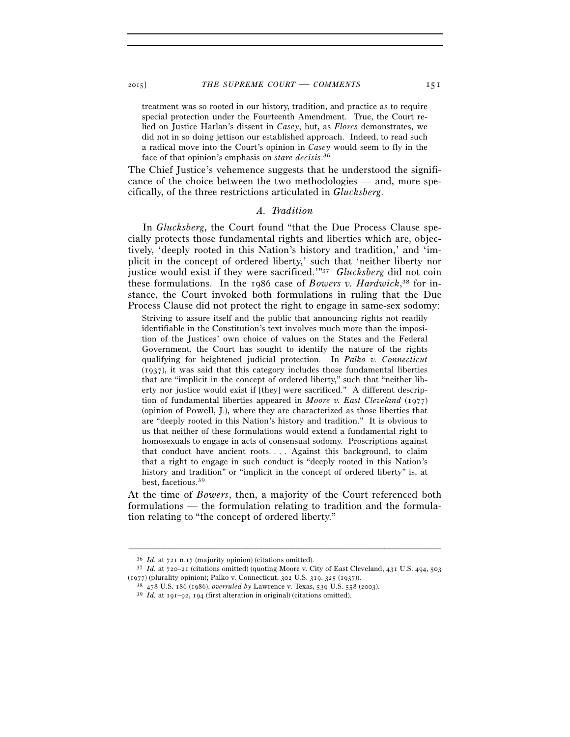> treatment was so rooted in our history, tradition, and practice as to require special protection under the Fourteenth Amendment. True, the Court relied on Justice Harlan's dissent in *Casey*, but, as *Flores* demonstrates, we did not in so doing jettison our established approach. Indeed, to read such a radical move into the Court's opinion in *Casey* would seem to fly in the face of that opinion's emphasis on *stare decisis*.[36]

The Chief Justice's vehemence suggests that he understood the significance of the choice between the two methodologies — and, more specifically, of the three restrictions articulated in *Glucksberg*.

### A. Tradition

In *Glucksberg*, the Court found "that the Due Process Clause specially protects those fundamental rights and liberties which are, objectively, 'deeply rooted in this Nation's history and tradition,' and 'implicit in the concept of ordered liberty,' such that 'neither liberty nor justice would exist if they were sacrificed.'"[37] *Glucksberg* did not coin these formulations. In the 1986 case of *Bowers v. Hardwick*,[38] for instance, the Court invoked both formulations in ruling that the Due Process Clause did not protect the right to engage in same-sex sodomy:

> Striving to assure itself and the public that announcing rights not readily identifiable in the Constitution's text involves much more than the imposition of the Justices' own choice of values on the States and the Federal Government, the Court has sought to identify the nature of the rights qualifying for heightened judicial protection. In *Palko v. Connecticut* (1937), it was said that this category includes those fundamental liberties that are "implicit in the concept of ordered liberty," such that "neither liberty nor justice would exist if [they] were sacrificed." A different description of fundamental liberties appeared in *Moore v. East Cleveland* (1977) (opinion of Powell, J.), where they are characterized as those liberties that are "deeply rooted in this Nation's history and tradition." It is obvious to us that neither of these formulations would extend a fundamental right to homosexuals to engage in acts of consensual sodomy. Proscriptions against that conduct have ancient roots. . . . Against this background, to claim that a right to engage in such conduct is "deeply rooted in this Nation's history and tradition" or "implicit in the concept of ordered liberty" is, at best, facetious.[39]

At the time of *Bowers*, then, a majority of the Court referenced both formulations — the formulation relating to tradition and the formulation relating to "the concept of ordered liberty."

---

[36] *Id.* at 721 n.17 (majority opinion) (citations omitted).

[37] *Id.* at 720–21 (citations omitted) (quoting Moore v. City of East Cleveland, 431 U.S. 494, 503 (1977) (plurality opinion); Palko v. Connecticut, 302 U.S. 319, 325 (1937)).

[38] 478 U.S. 186 (1986), *overruled by* Lawrence v. Texas, 539 U.S. 558 (2003).

[39] *Id.* at 191–92, 194 (first alteration in original) (citations omitted).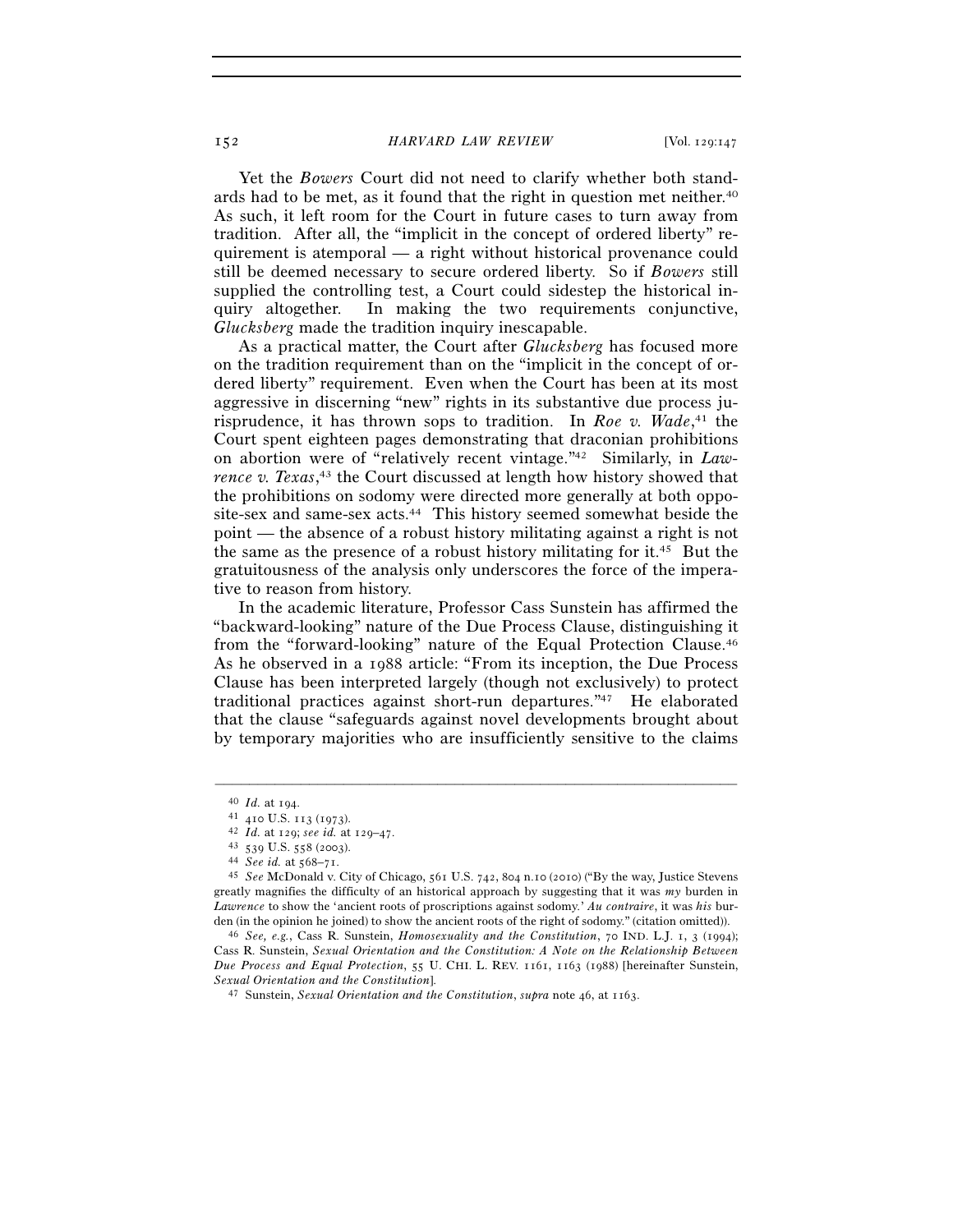Yet the *Bowers* Court did not need to clarify whether both standards had to be met, as it found that the right in question met neither.[40] As such, it left room for the Court in future cases to turn away from tradition. After all, the "implicit in the concept of ordered liberty" requirement is atemporal — a right without historical provenance could still be deemed necessary to secure ordered liberty. So if *Bowers* still supplied the controlling test, a Court could sidestep the historical inquiry altogether. In making the two requirements conjunctive, *Glucksberg* made the tradition inquiry inescapable.

As a practical matter, the Court after *Glucksberg* has focused more on the tradition requirement than on the "implicit in the concept of ordered liberty" requirement. Even when the Court has been at its most aggressive in discerning "new" rights in its substantive due process jurisprudence, it has thrown sops to tradition. In *Roe v. Wade*,[41] the Court spent eighteen pages demonstrating that draconian prohibitions on abortion were of "relatively recent vintage."[42] Similarly, in *Lawrence v. Texas*,[43] the Court discussed at length how history showed that the prohibitions on sodomy were directed more generally at both opposite-sex and same-sex acts.[44] This history seemed somewhat beside the point — the absence of a robust history militating against a right is not the same as the presence of a robust history militating for it.[45] But the gratuitousness of the analysis only underscores the force of the imperative to reason from history.

In the academic literature, Professor Cass Sunstein has affirmed the "backward-looking" nature of the Due Process Clause, distinguishing it from the "forward-looking" nature of the Equal Protection Clause.[46] As he observed in a 1988 article: "From its inception, the Due Process Clause has been interpreted largely (though not exclusively) to protect traditional practices against short-run departures."[47] He elaborated that the clause "safeguards against novel developments brought about by temporary majorities who are insufficiently sensitive to the claims

---

[40] *Id.* at 194.

[41] 410 U.S. 113 (1973).

[42] *Id.* at 129; *see id.* at 129–47.

[43] 539 U.S. 558 (2003).

[44] *See id.* at 568–71.

[45] *See* McDonald v. City of Chicago, 561 U.S. 742, 804 n.10 (2010) ("By the way, Justice Stevens greatly magnifies the difficulty of an historical approach by suggesting that it was *my* burden in *Lawrence* to show the 'ancient roots of proscriptions against sodomy.' *Au contraire*, it was *his* burden (in the opinion he joined) to show the ancient roots of the right of sodomy." (citation omitted)).

[46] *See, e.g.*, Cass R. Sunstein, *Homosexuality and the Constitution*, 70 IND. L.J. 1, 3 (1994); Cass R. Sunstein, *Sexual Orientation and the Constitution: A Note on the Relationship Between Due Process and Equal Protection*, 55 U. CHI. L. REV. 1161, 1163 (1988) [hereinafter Sunstein, *Sexual Orientation and the Constitution*].

[47] Sunstein, *Sexual Orientation and the Constitution*, *supra* note 46, at 1163.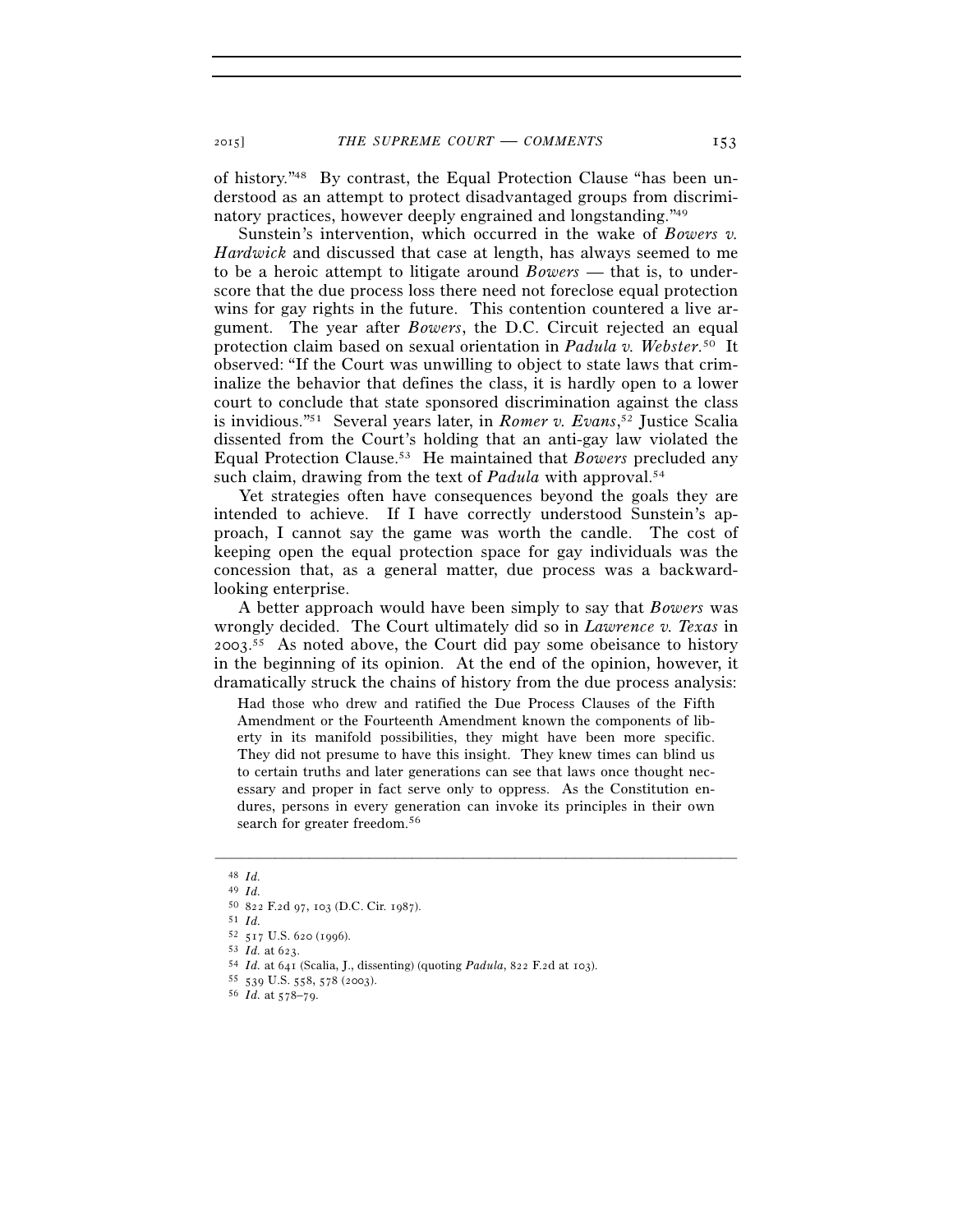of history."[48] By contrast, the Equal Protection Clause "has been understood as an attempt to protect disadvantaged groups from discriminatory practices, however deeply engrained and longstanding."[49]

Sunstein's intervention, which occurred in the wake of *Bowers v. Hardwick* and discussed that case at length, has always seemed to me to be a heroic attempt to litigate around *Bowers* — that is, to underscore that the due process loss there need not foreclose equal protection wins for gay rights in the future. This contention countered a live argument. The year after *Bowers*, the D.C. Circuit rejected an equal protection claim based on sexual orientation in *Padula v. Webster*.[50] It observed: "If the Court was unwilling to object to state laws that criminalize the behavior that defines the class, it is hardly open to a lower court to conclude that state sponsored discrimination against the class is invidious."[51] Several years later, in *Romer v. Evans*,[52] Justice Scalia dissented from the Court's holding that an anti-gay law violated the Equal Protection Clause.[53] He maintained that *Bowers* precluded any such claim, drawing from the text of *Padula* with approval.[54]

Yet strategies often have consequences beyond the goals they are intended to achieve. If I have correctly understood Sunstein's approach, I cannot say the game was worth the candle. The cost of keeping open the equal protection space for gay individuals was the concession that, as a general matter, due process was a backward-looking enterprise.

A better approach would have been simply to say that *Bowers* was wrongly decided. The Court ultimately did so in *Lawrence v. Texas* in 2003.[55] As noted above, the Court did pay some obeisance to history in the beginning of its opinion. At the end of the opinion, however, it dramatically struck the chains of history from the due process analysis:

> Had those who drew and ratified the Due Process Clauses of the Fifth Amendment or the Fourteenth Amendment known the components of liberty in its manifold possibilities, they might have been more specific. They did not presume to have this insight. They knew times can blind us to certain truths and later generations can see that laws once thought necessary and proper in fact serve only to oppress. As the Constitution endures, persons in every generation can invoke its principles in their own search for greater freedom.[56]

---

[48] *Id.*

[49] *Id.*

[50] 822 F.2d 97, 103 (D.C. Cir. 1987).

[51] *Id.*

[52] 517 U.S. 620 (1996).

[53] *Id.* at 623.

[54] *Id.* at 641 (Scalia, J., dissenting) (quoting *Padula*, 822 F.2d at 103).

[55] 539 U.S. 558, 578 (2003).

[56] *Id.* at 578–79.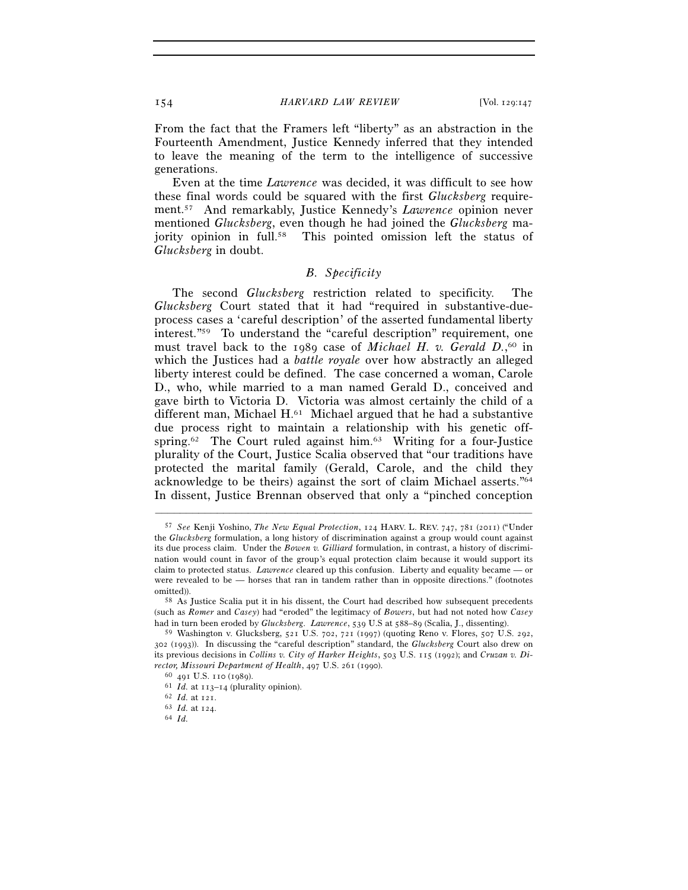From the fact that the Framers left "liberty" as an abstraction in the Fourteenth Amendment, Justice Kennedy inferred that they intended to leave the meaning of the term to the intelligence of successive generations.

Even at the time *Lawrence* was decided, it was difficult to see how these final words could be squared with the first *Glucksberg* requirement.[57] And remarkably, Justice Kennedy's *Lawrence* opinion never mentioned *Glucksberg*, even though he had joined the *Glucksberg* majority opinion in full.[58] This pointed omission left the status of *Glucksberg* in doubt.

### *B. Specificity*

The second *Glucksberg* restriction related to specificity. The *Glucksberg* Court stated that it had "required in substantive-due-process cases a 'careful description' of the asserted fundamental liberty interest."[59] To understand the "careful description" requirement, one must travel back to the 1989 case of *Michael H. v. Gerald D.*,[60] in which the Justices had a *battle royale* over how abstractly an alleged liberty interest could be defined. The case concerned a woman, Carole D., who, while married to a man named Gerald D., conceived and gave birth to Victoria D. Victoria was almost certainly the child of a different man, Michael H.[61] Michael argued that he had a substantive due process right to maintain a relationship with his genetic offspring.[62] The Court ruled against him.[63] Writing for a four-Justice plurality of the Court, Justice Scalia observed that "our traditions have protected the marital family (Gerald, Carole, and the child they acknowledge to be theirs) against the sort of claim Michael asserts."[64] In dissent, Justice Brennan observed that only a "pinched conception

---

[57] *See* Kenji Yoshino, *The New Equal Protection*, 124 HARV. L. REV. 747, 781 (2011) ("Under the *Glucksberg* formulation, a long history of discrimination against a group would count against its due process claim. Under the *Bowen v. Gilliard* formulation, in contrast, a history of discrimination would count in favor of the group's equal protection claim because it would support its claim to protected status. *Lawrence* cleared up this confusion. Liberty and equality became — or were revealed to be — horses that ran in tandem rather than in opposite directions." (footnotes omitted)).

[58] As Justice Scalia put it in his dissent, the Court had described how subsequent precedents (such as *Romer* and *Casey*) had "eroded" the legitimacy of *Bowers*, but had not noted how *Casey* had in turn been eroded by *Glucksberg*. *Lawrence*, 539 U.S at 588–89 (Scalia, J., dissenting).

[59] Washington v. Glucksberg, 521 U.S. 702, 721 (1997) (quoting Reno v. Flores, 507 U.S. 292, 302 (1993)). In discussing the "careful description" standard, the *Glucksberg* Court also drew on its previous decisions in *Collins v. City of Harker Heights*, 503 U.S. 115 (1992); and *Cruzan v. Director, Missouri Department of Health*, 497 U.S. 261 (1990).

[60] 491 U.S. 110 (1989).

[61] *Id.* at 113–14 (plurality opinion).

[62] *Id.* at 121.

[63] *Id.* at 124.

[64] *Id.*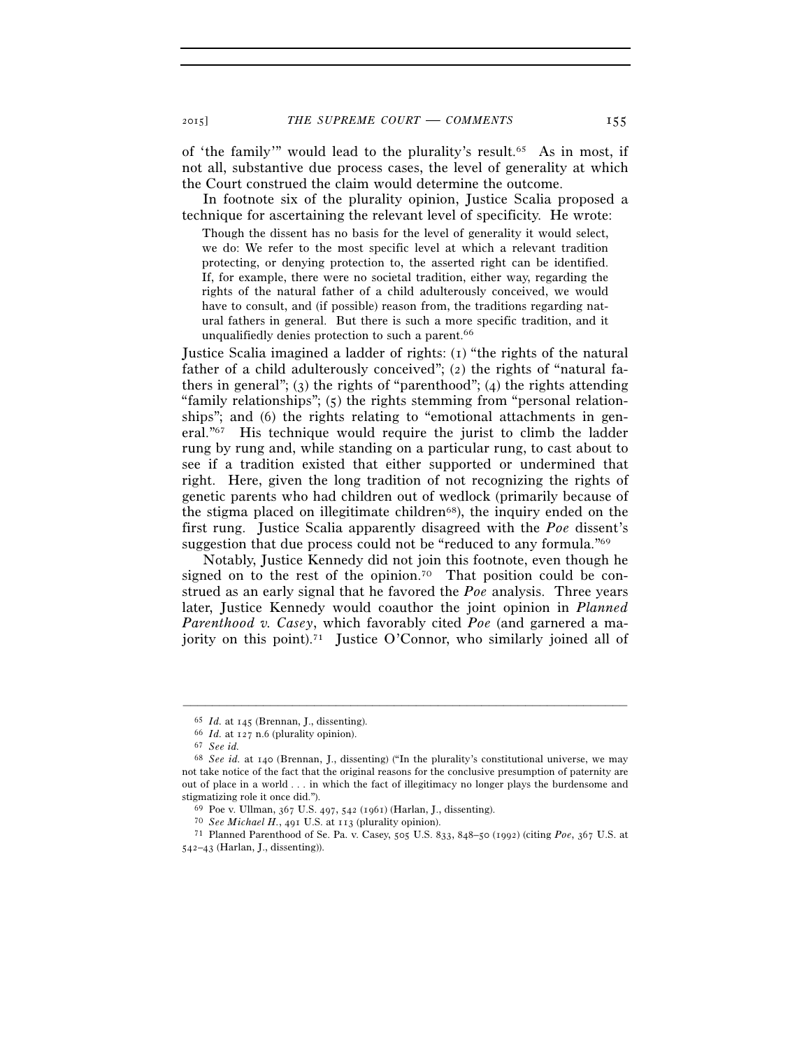of 'the family'" would lead to the plurality's result.[65] As in most, if not all, substantive due process cases, the level of generality at which the Court construed the claim would determine the outcome.

In footnote six of the plurality opinion, Justice Scalia proposed a technique for ascertaining the relevant level of specificity. He wrote:

> Though the dissent has no basis for the level of generality it would select, we do: We refer to the most specific level at which a relevant tradition protecting, or denying protection to, the asserted right can be identified. If, for example, there were no societal tradition, either way, regarding the rights of the natural father of a child adulterously conceived, we would have to consult, and (if possible) reason from, the traditions regarding natural fathers in general. But there is such a more specific tradition, and it unqualifiedly denies protection to such a parent.[66]

Justice Scalia imagined a ladder of rights: (1) "the rights of the natural father of a child adulterously conceived"; (2) the rights of "natural fathers in general"; (3) the rights of "parenthood"; (4) the rights attending "family relationships"; (5) the rights stemming from "personal relationships"; and (6) the rights relating to "emotional attachments in general."[67] His technique would require the jurist to climb the ladder rung by rung and, while standing on a particular rung, to cast about to see if a tradition existed that either supported or undermined that right. Here, given the long tradition of not recognizing the rights of genetic parents who had children out of wedlock (primarily because of the stigma placed on illegitimate children[68]), the inquiry ended on the first rung. Justice Scalia apparently disagreed with the *Poe* dissent's suggestion that due process could not be "reduced to any formula."[69]

Notably, Justice Kennedy did not join this footnote, even though he signed on to the rest of the opinion.[70] That position could be construed as an early signal that he favored the *Poe* analysis. Three years later, Justice Kennedy would coauthor the joint opinion in *Planned Parenthood v. Casey*, which favorably cited *Poe* (and garnered a majority on this point).[71] Justice O'Connor, who similarly joined all of

---

[65] *Id.* at 145 (Brennan, J., dissenting).

[66] *Id.* at 127 n.6 (plurality opinion).

[67] *See id.*

[68] *See id.* at 140 (Brennan, J., dissenting) ("In the plurality's constitutional universe, we may not take notice of the fact that the original reasons for the conclusive presumption of paternity are out of place in a world . . . in which the fact of illegitimacy no longer plays the burdensome and stigmatizing role it once did.").

[69] Poe v. Ullman, 367 U.S. 497, 542 (1961) (Harlan, J., dissenting).

[70] *See Michael H.*, 491 U.S. at 113 (plurality opinion).

[71] Planned Parenthood of Se. Pa. v. Casey, 505 U.S. 833, 848–50 (1992) (citing *Poe*, 367 U.S. at 542–43 (Harlan, J., dissenting)).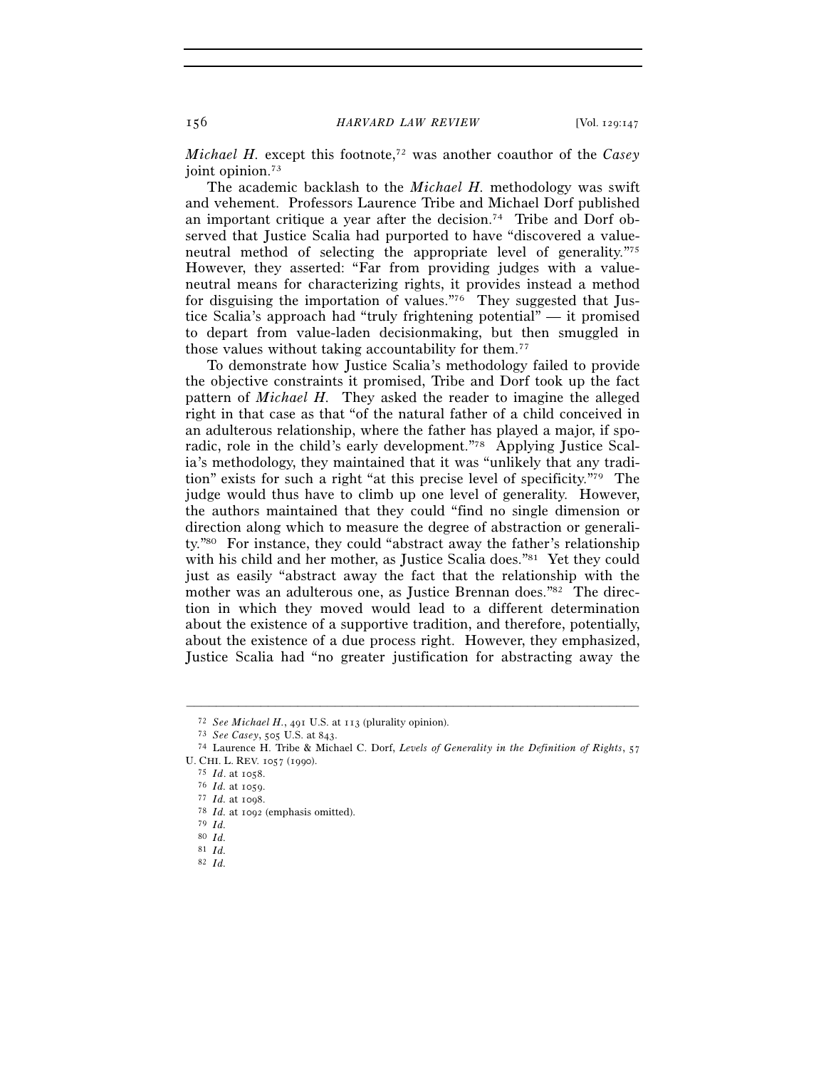*Michael H.* except this footnote,[72] was another coauthor of the *Casey* joint opinion.[73]

The academic backlash to the *Michael H.* methodology was swift and vehement. Professors Laurence Tribe and Michael Dorf published an important critique a year after the decision.[74] Tribe and Dorf observed that Justice Scalia had purported to have "discovered a value-neutral method of selecting the appropriate level of generality."[75] However, they asserted: "Far from providing judges with a value-neutral means for characterizing rights, it provides instead a method for disguising the importation of values."[76] They suggested that Justice Scalia's approach had "truly frightening potential" — it promised to depart from value-laden decisionmaking, but then smuggled in those values without taking accountability for them.[77]

To demonstrate how Justice Scalia's methodology failed to provide the objective constraints it promised, Tribe and Dorf took up the fact pattern of *Michael H.* They asked the reader to imagine the alleged right in that case as that "of the natural father of a child conceived in an adulterous relationship, where the father has played a major, if sporadic, role in the child's early development."[78] Applying Justice Scalia's methodology, they maintained that it was "unlikely that any tradition" exists for such a right "at this precise level of specificity."[79] The judge would thus have to climb up one level of generality. However, the authors maintained that they could "find no single dimension or direction along which to measure the degree of abstraction or generality."[80] For instance, they could "abstract away the father's relationship with his child and her mother, as Justice Scalia does."[81] Yet they could just as easily "abstract away the fact that the relationship with the mother was an adulterous one, as Justice Brennan does."[82] The direction in which they moved would lead to a different determination about the existence of a supportive tradition, and therefore, potentially, about the existence of a due process right. However, they emphasized, Justice Scalia had "no greater justification for abstracting away the

---

[72] *See Michael H.*, 491 U.S. at 113 (plurality opinion).

[73] *See Casey*, 505 U.S. at 843.

[74] Laurence H. Tribe & Michael C. Dorf, *Levels of Generality in the Definition of Rights*, 57 U. CHI. L. REV. 1057 (1990).

[75] *Id*. at 1058.

[76] *Id.* at 1059.

[77] *Id.* at 1098.

[78] *Id.* at 1092 (emphasis omitted).

[79] *Id.*

[80] *Id.*

[81] *Id.*

[82] *Id.*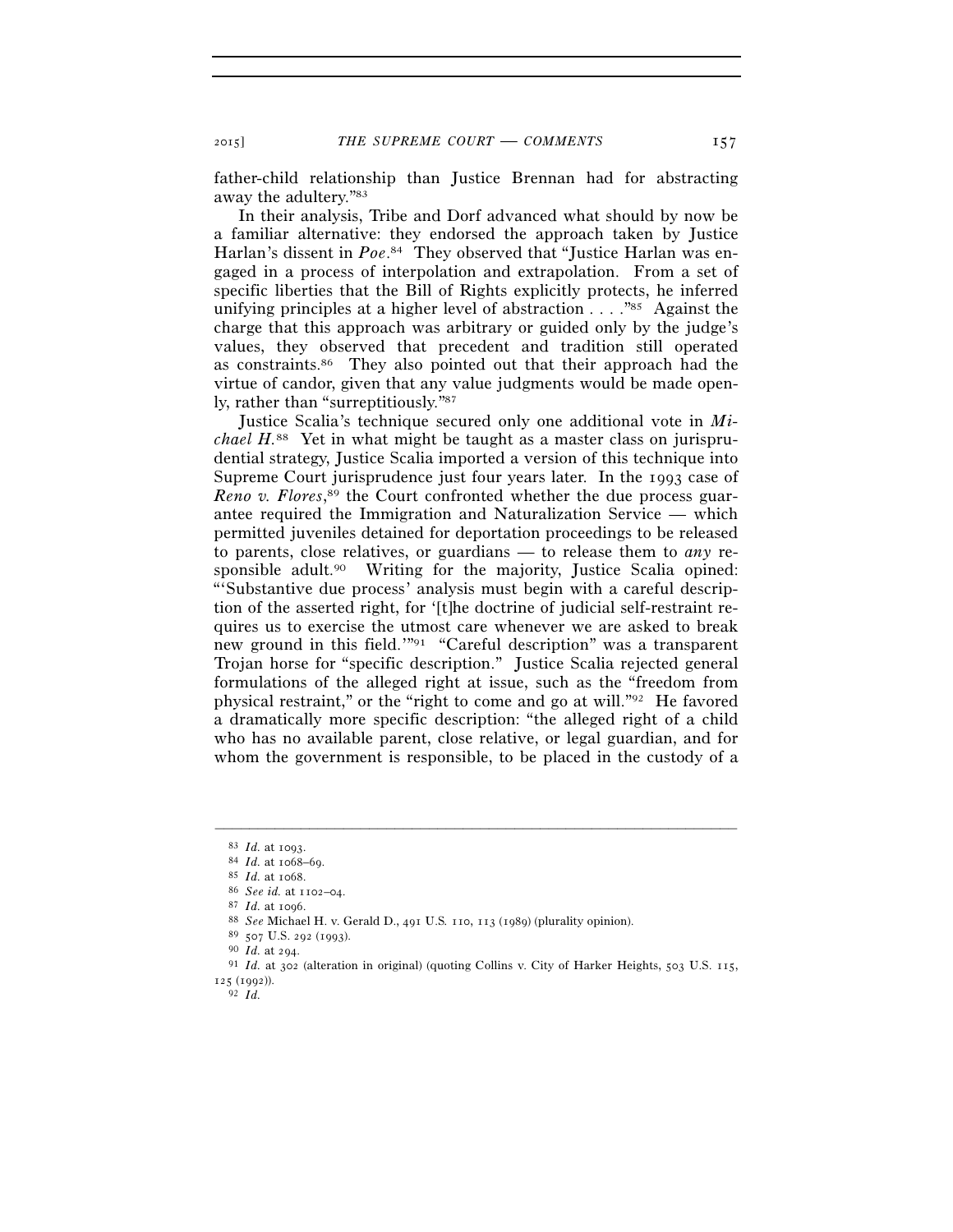father-child relationship than Justice Brennan had for abstracting away the adultery."[83]

In their analysis, Tribe and Dorf advanced what should by now be a familiar alternative: they endorsed the approach taken by Justice Harlan's dissent in *Poe*.[84] They observed that "Justice Harlan was engaged in a process of interpolation and extrapolation. From a set of specific liberties that the Bill of Rights explicitly protects, he inferred unifying principles at a higher level of abstraction . . . ."[85] Against the charge that this approach was arbitrary or guided only by the judge's values, they observed that precedent and tradition still operated as constraints.[86] They also pointed out that their approach had the virtue of candor, given that any value judgments would be made openly, rather than "surreptitiously."[87]

Justice Scalia's technique secured only one additional vote in *Michael H.*[88] Yet in what might be taught as a master class on jurisprudential strategy, Justice Scalia imported a version of this technique into Supreme Court jurisprudence just four years later. In the 1993 case of *Reno v. Flores*,[89] the Court confronted whether the due process guarantee required the Immigration and Naturalization Service — which permitted juveniles detained for deportation proceedings to be released to parents, close relatives, or guardians — to release them to *any* responsible adult.[90] Writing for the majority, Justice Scalia opined: "'Substantive due process' analysis must begin with a careful description of the asserted right, for '[t]he doctrine of judicial self-restraint requires us to exercise the utmost care whenever we are asked to break new ground in this field.'"[91] "Careful description" was a transparent Trojan horse for "specific description." Justice Scalia rejected general formulations of the alleged right at issue, such as the "freedom from physical restraint," or the "right to come and go at will."[92] He favored a dramatically more specific description: "the alleged right of a child who has no available parent, close relative, or legal guardian, and for whom the government is responsible, to be placed in the custody of a

---

[83] *Id.* at 1093.

[84] *Id.* at 1068–69.

[85] *Id.* at 1068.

[86] *See id.* at 1102–04.

[87] *Id.* at 1096.

[88] *See* Michael H. v. Gerald D., 491 U.S. 110, 113 (1989) (plurality opinion).

[89] 507 U.S. 292 (1993).

[90] *Id.* at 294.

[91] *Id.* at 302 (alteration in original) (quoting Collins v. City of Harker Heights, 503 U.S. 115, 125 (1992)).

[92] *Id.*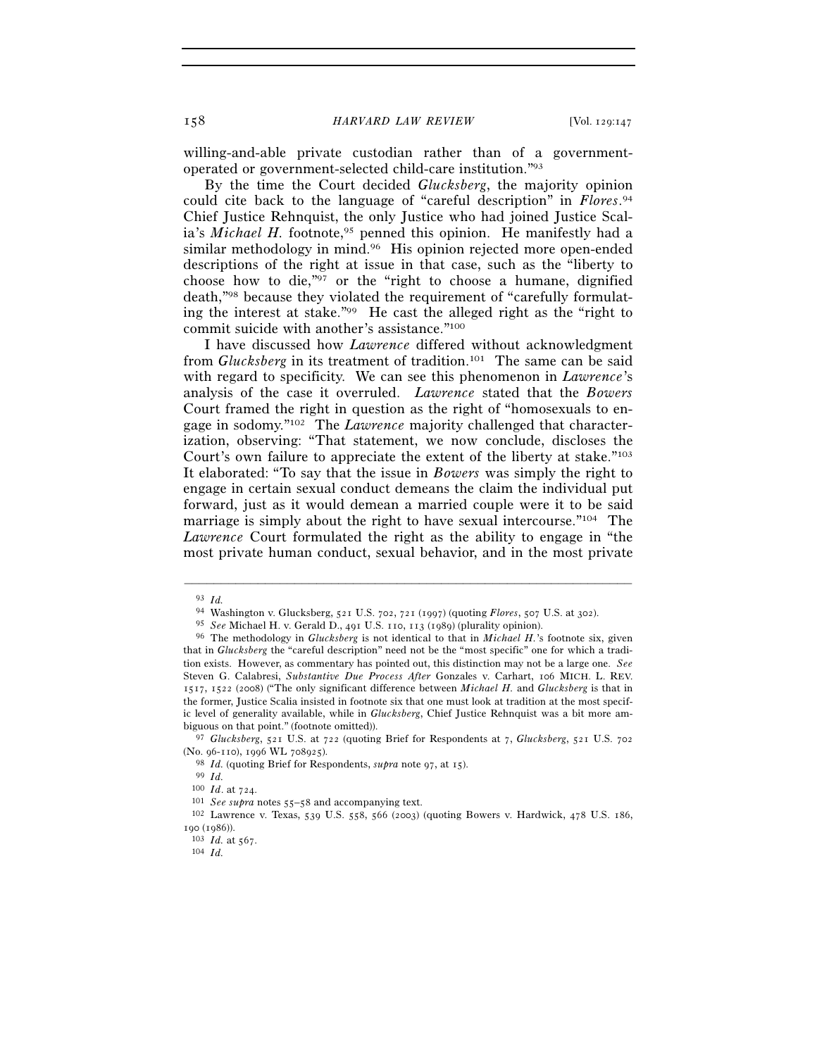willing-and-able private custodian rather than of a government-operated or government-selected child-care institution."[93]

By the time the Court decided *Glucksberg*, the majority opinion could cite back to the language of "careful description" in *Flores*.[94] Chief Justice Rehnquist, the only Justice who had joined Justice Scalia's *Michael H.* footnote,[95] penned this opinion. He manifestly had a similar methodology in mind.[96] His opinion rejected more open-ended descriptions of the right at issue in that case, such as the "liberty to choose how to die,"[97] or the "right to choose a humane, dignified death,"[98] because they violated the requirement of "carefully formulating the interest at stake."[99] He cast the alleged right as the "right to commit suicide with another's assistance."[100]

I have discussed how *Lawrence* differed without acknowledgment from *Glucksberg* in its treatment of tradition.[101] The same can be said with regard to specificity. We can see this phenomenon in *Lawrence*'s analysis of the case it overruled. *Lawrence* stated that the *Bowers* Court framed the right in question as the right of "homosexuals to engage in sodomy."[102] The *Lawrence* majority challenged that characterization, observing: "That statement, we now conclude, discloses the Court's own failure to appreciate the extent of the liberty at stake."[103] It elaborated: "To say that the issue in *Bowers* was simply the right to engage in certain sexual conduct demeans the claim the individual put forward, just as it would demean a married couple were it to be said marriage is simply about the right to have sexual intercourse."[104] The *Lawrence* Court formulated the right as the ability to engage in "the most private human conduct, sexual behavior, and in the most private

---

[93] *Id.*

[94] Washington v. Glucksberg, 521 U.S. 702, 721 (1997) (quoting *Flores*, 507 U.S. at 302).

[95] *See* Michael H. v. Gerald D., 491 U.S. 110, 113 (1989) (plurality opinion).

[96] The methodology in *Glucksberg* is not identical to that in *Michael H.*'s footnote six, given that in *Glucksberg* the "careful description" need not be the "most specific" one for which a tradition exists. However, as commentary has pointed out, this distinction may not be a large one. *See* Steven G. Calabresi, *Substantive Due Process After* Gonzales v. Carhart, 106 MICH. L. REV. 1517, 1522 (2008) ("The only significant difference between *Michael H.* and *Glucksberg* is that in the former, Justice Scalia insisted in footnote six that one must look at tradition at the most specific level of generality available, while in *Glucksberg*, Chief Justice Rehnquist was a bit more ambiguous on that point." (footnote omitted)).

[97] *Glucksberg*, 521 U.S. at 722 (quoting Brief for Respondents at 7, *Glucksberg*, 521 U.S. 702 (No. 96-110), 1996 WL 708925).

[98] *Id.* (quoting Brief for Respondents, *supra* note 97, at 15).

[99] *Id.*

[100] *Id.* at 724.

[101] *See supra* notes 55–58 and accompanying text.

[102] Lawrence v. Texas, 539 U.S. 558, 566 (2003) (quoting Bowers v. Hardwick, 478 U.S. 186, 190 (1986)).

[103] *Id.* at 567.

[104] *Id.*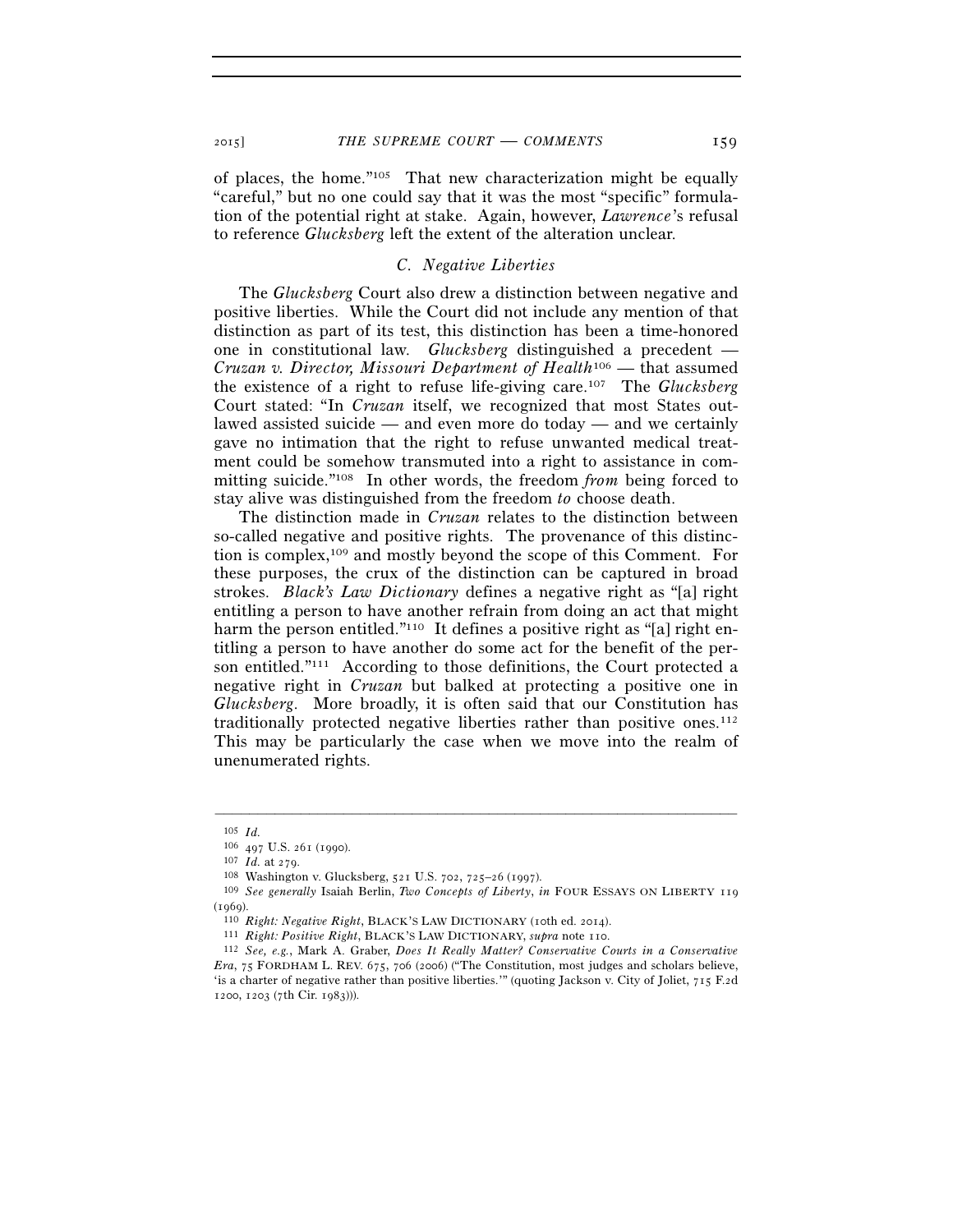of places, the home."[105] That new characterization might be equally "careful," but no one could say that it was the most "specific" formulation of the potential right at stake. Again, however, *Lawrence*'s refusal to reference *Glucksberg* left the extent of the alteration unclear.

### *C. Negative Liberties*

The *Glucksberg* Court also drew a distinction between negative and positive liberties. While the Court did not include any mention of that distinction as part of its test, this distinction has been a time-honored one in constitutional law. *Glucksberg* distinguished a precedent — *Cruzan v. Director, Missouri Department of Health*[106] — that assumed the existence of a right to refuse life-giving care.[107] The *Glucksberg* Court stated: "In *Cruzan* itself, we recognized that most States outlawed assisted suicide — and even more do today — and we certainly gave no intimation that the right to refuse unwanted medical treatment could be somehow transmuted into a right to assistance in committing suicide."[108] In other words, the freedom *from* being forced to stay alive was distinguished from the freedom *to* choose death.

The distinction made in *Cruzan* relates to the distinction between so-called negative and positive rights. The provenance of this distinction is complex,[109] and mostly beyond the scope of this Comment. For these purposes, the crux of the distinction can be captured in broad strokes. *Black's Law Dictionary* defines a negative right as "[a] right entitling a person to have another refrain from doing an act that might harm the person entitled."[110] It defines a positive right as "[a] right entitling a person to have another do some act for the benefit of the person entitled."[111] According to those definitions, the Court protected a negative right in *Cruzan* but balked at protecting a positive one in *Glucksberg*. More broadly, it is often said that our Constitution has traditionally protected negative liberties rather than positive ones.[112] This may be particularly the case when we move into the realm of unenumerated rights.

---

[105] *Id.*

[106] 497 U.S. 261 (1990).

[107] *Id.* at 279.

[108] Washington v. Glucksberg, 521 U.S. 702, 725–26 (1997).

[109] *See generally* Isaiah Berlin, *Two Concepts of Liberty*, *in* FOUR ESSAYS ON LIBERTY 119 (1969).

[110] *Right: Negative Right*, BLACK'S LAW DICTIONARY (10th ed. 2014).

[111] *Right: Positive Right*, BLACK'S LAW DICTIONARY, *supra* note 110.

[112] *See, e.g.*, Mark A. Graber, *Does It Really Matter? Conservative Courts in a Conservative Era*, 75 FORDHAM L. REV. 675, 706 (2006) ("The Constitution, most judges and scholars believe, 'is a charter of negative rather than positive liberties.'" (quoting Jackson v. City of Joliet, 715 F.2d 1200, 1203 (7th Cir. 1983))).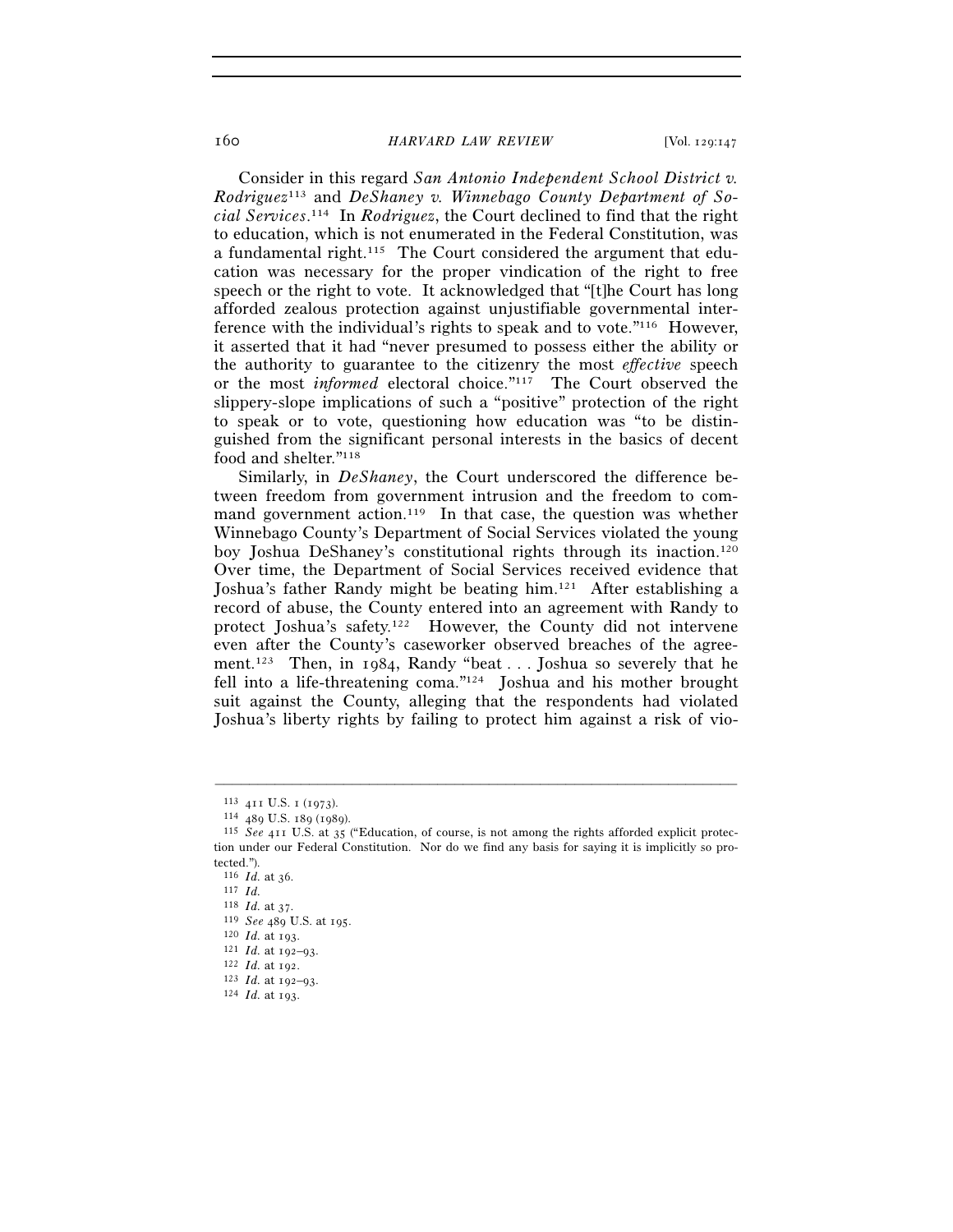Consider in this regard *San Antonio Independent School District v. Rodriguez*[113] and *DeShaney v. Winnebago County Department of Social Services*.[114] In *Rodriguez*, the Court declined to find that the right to education, which is not enumerated in the Federal Constitution, was a fundamental right.[115] The Court considered the argument that education was necessary for the proper vindication of the right to free speech or the right to vote. It acknowledged that "[t]he Court has long afforded zealous protection against unjustifiable governmental interference with the individual's rights to speak and to vote."[116] However, it asserted that it had "never presumed to possess either the ability or the authority to guarantee to the citizenry the most *effective* speech or the most *informed* electoral choice."[117] The Court observed the slippery-slope implications of such a "positive" protection of the right to speak or to vote, questioning how education was "to be distinguished from the significant personal interests in the basics of decent food and shelter."[118]

Similarly, in *DeShaney*, the Court underscored the difference between freedom from government intrusion and the freedom to command government action.[119] In that case, the question was whether Winnebago County's Department of Social Services violated the young boy Joshua DeShaney's constitutional rights through its inaction.[120] Over time, the Department of Social Services received evidence that Joshua's father Randy might be beating him.[121] After establishing a record of abuse, the County entered into an agreement with Randy to protect Joshua's safety.[122] However, the County did not intervene even after the County's caseworker observed breaches of the agreement.[123] Then, in 1984, Randy "beat . . . Joshua so severely that he fell into a life-threatening coma."[124] Joshua and his mother brought suit against the County, alleging that the respondents had violated Joshua's liberty rights by failing to protect him against a risk of vio-

---

[113] 411 U.S. 1 (1973).

[114] 489 U.S. 189 (1989).

[115] *See* 411 U.S. at 35 ("Education, of course, is not among the rights afforded explicit protection under our Federal Constitution. Nor do we find any basis for saying it is implicitly so protected.").

[116] *Id.* at 36.

[117] *Id.*

[118] *Id.* at 37.

[119] *See* 489 U.S. at 195.

[120] *Id.* at 193.

[121] *Id.* at 192–93.

[122] *Id.* at 192.

[123] *Id.* at 192–93.

[124] *Id.* at 193.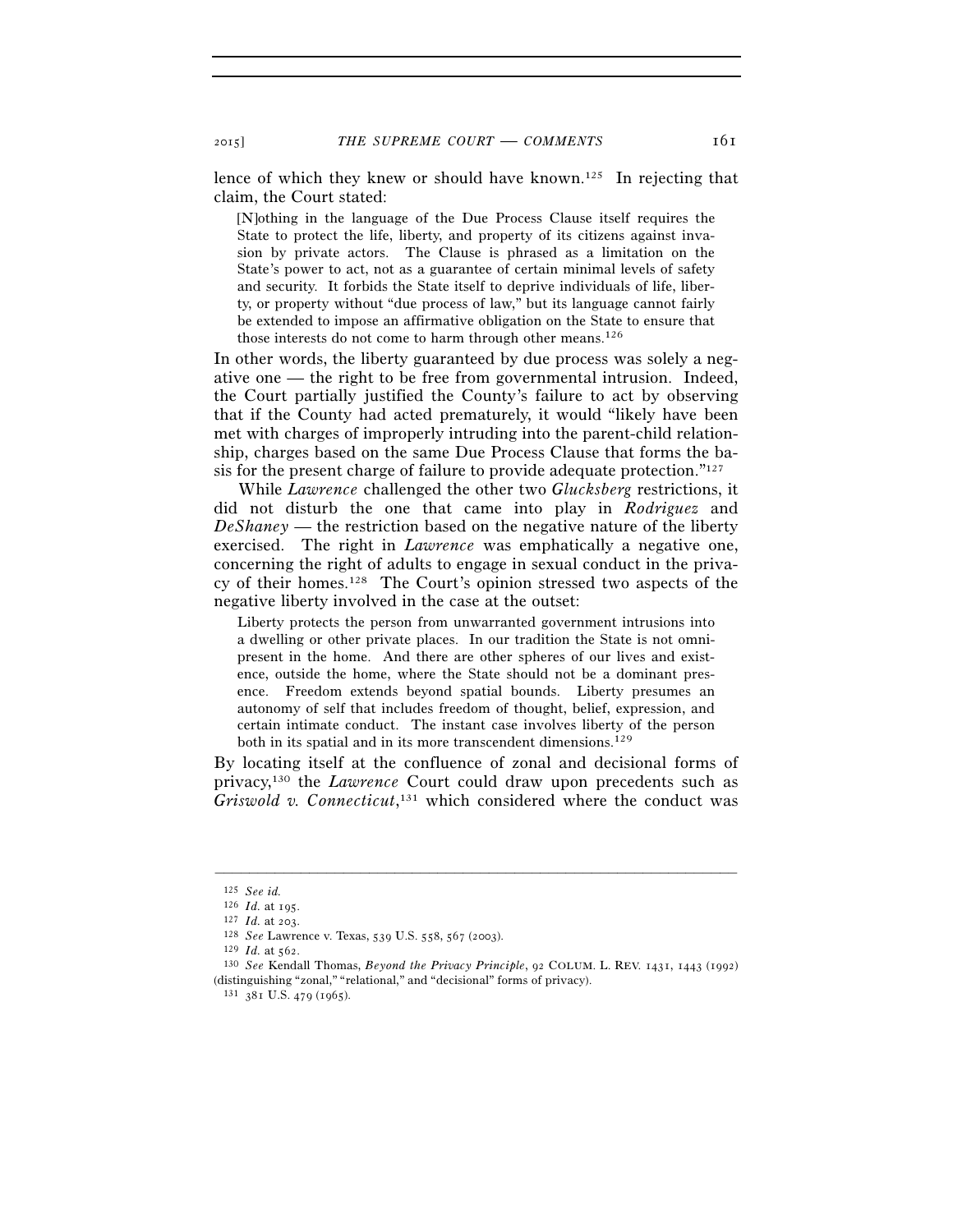lence of which they knew or should have known.[125] In rejecting that claim, the Court stated:

> [N]othing in the language of the Due Process Clause itself requires the State to protect the life, liberty, and property of its citizens against invasion by private actors. The Clause is phrased as a limitation on the State's power to act, not as a guarantee of certain minimal levels of safety and security. It forbids the State itself to deprive individuals of life, liberty, or property without "due process of law," but its language cannot fairly be extended to impose an affirmative obligation on the State to ensure that those interests do not come to harm through other means.[126]

In other words, the liberty guaranteed by due process was solely a negative one — the right to be free from governmental intrusion. Indeed, the Court partially justified the County's failure to act by observing that if the County had acted prematurely, it would "likely have been met with charges of improperly intruding into the parent-child relationship, charges based on the same Due Process Clause that forms the basis for the present charge of failure to provide adequate protection."[127]

While *Lawrence* challenged the other two *Glucksberg* restrictions, it did not disturb the one that came into play in *Rodriguez* and *DeShaney* — the restriction based on the negative nature of the liberty exercised. The right in *Lawrence* was emphatically a negative one, concerning the right of adults to engage in sexual conduct in the privacy of their homes.[128] The Court's opinion stressed two aspects of the negative liberty involved in the case at the outset:

> Liberty protects the person from unwarranted government intrusions into a dwelling or other private places. In our tradition the State is not omnipresent in the home. And there are other spheres of our lives and existence, outside the home, where the State should not be a dominant presence. Freedom extends beyond spatial bounds. Liberty presumes an autonomy of self that includes freedom of thought, belief, expression, and certain intimate conduct. The instant case involves liberty of the person both in its spatial and in its more transcendent dimensions.[129]

By locating itself at the confluence of zonal and decisional forms of privacy,[130] the *Lawrence* Court could draw upon precedents such as *Griswold v. Connecticut*,[131] which considered where the conduct was

---

[125] *See id.*

[126] *Id.* at 195.

[127] *Id.* at 203.

[128] *See* Lawrence v. Texas, 539 U.S. 558, 567 (2003).

[129] *Id.* at 562.

[130] *See* Kendall Thomas, *Beyond the Privacy Principle*, 92 COLUM. L. REV. 1431, 1443 (1992) (distinguishing "zonal," "relational," and "decisional" forms of privacy).

[131] 381 U.S. 479 (1965).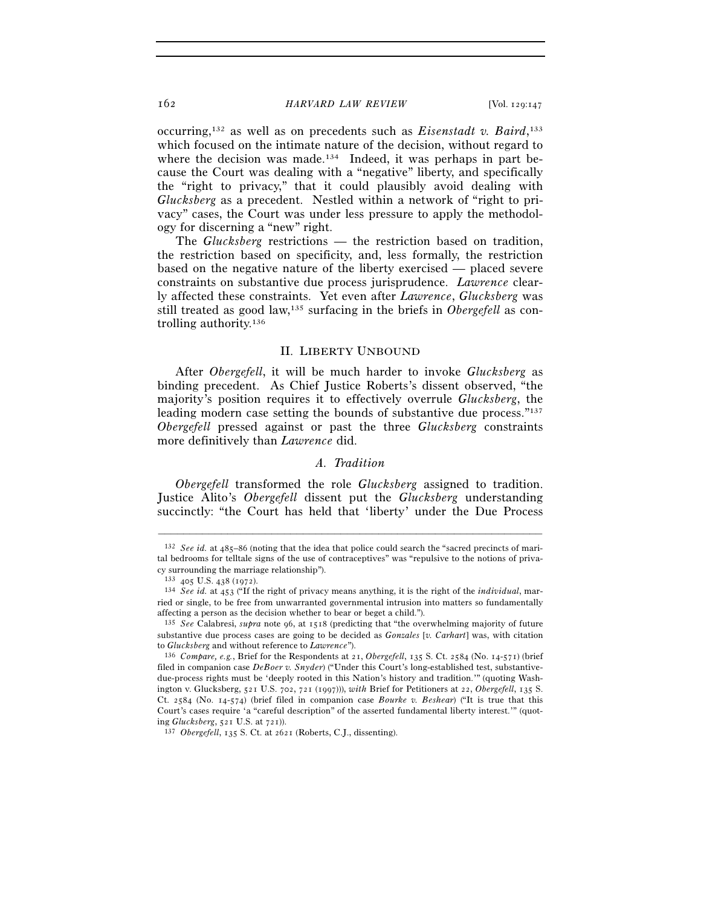occurring,[132] as well as on precedents such as *Eisenstadt v. Baird*,[133] which focused on the intimate nature of the decision, without regard to where the decision was made.[134] Indeed, it was perhaps in part because the Court was dealing with a "negative" liberty, and specifically the "right to privacy," that it could plausibly avoid dealing with *Glucksberg* as a precedent. Nestled within a network of "right to privacy" cases, the Court was under less pressure to apply the methodology for discerning a "new" right.

The *Glucksberg* restrictions — the restriction based on tradition, the restriction based on specificity, and, less formally, the restriction based on the negative nature of the liberty exercised — placed severe constraints on substantive due process jurisprudence. *Lawrence* clearly affected these constraints. Yet even after *Lawrence*, *Glucksberg* was still treated as good law,[135] surfacing in the briefs in *Obergefell* as controlling authority.[136]

## II. Liberty Unbound

After *Obergefell*, it will be much harder to invoke *Glucksberg* as binding precedent. As Chief Justice Roberts's dissent observed, "the majority's position requires it to effectively overrule *Glucksberg*, the leading modern case setting the bounds of substantive due process."[137] *Obergefell* pressed against or past the three *Glucksberg* constraints more definitively than *Lawrence* did.

### *A. Tradition*

*Obergefell* transformed the role *Glucksberg* assigned to tradition. Justice Alito's *Obergefell* dissent put the *Glucksberg* understanding succinctly: "the Court has held that 'liberty' under the Due Process

---

[132] *See id.* at 485–86 (noting that the idea that police could search the "sacred precincts of marital bedrooms for telltale signs of the use of contraceptives" was "repulsive to the notions of privacy surrounding the marriage relationship").

[133] 405 U.S. 438 (1972).

[134] *See id.* at 453 ("If the right of privacy means anything, it is the right of the *individual*, married or single, to be free from unwarranted governmental intrusion into matters so fundamentally affecting a person as the decision whether to bear or beget a child.").

[135] *See* Calabresi, *supra* note 96, at 1518 (predicting that "the overwhelming majority of future substantive due process cases are going to be decided as *Gonzales* [*v. Carhart*] was, with citation to *Glucksberg* and without reference to *Lawrence*").

[136] *Compare, e.g.*, Brief for the Respondents at 21, *Obergefell*, 135 S. Ct. 2584 (No. 14-571) (brief filed in companion case *DeBoer v. Snyder*) ("Under this Court's long-established test, substantive-due-process rights must be 'deeply rooted in this Nation's history and tradition.'" (quoting Washington v. Glucksberg, 521 U.S. 702, 721 (1997))), *with* Brief for Petitioners at 22, *Obergefell*, 135 S. Ct. 2584 (No. 14-574) (brief filed in companion case *Bourke v. Beshear*) ("It is true that this Court's cases require 'a "careful description" of the asserted fundamental liberty interest.'" (quoting *Glucksberg*, 521 U.S. at 721)).

[137] *Obergefell*, 135 S. Ct. at 2621 (Roberts, C.J., dissenting).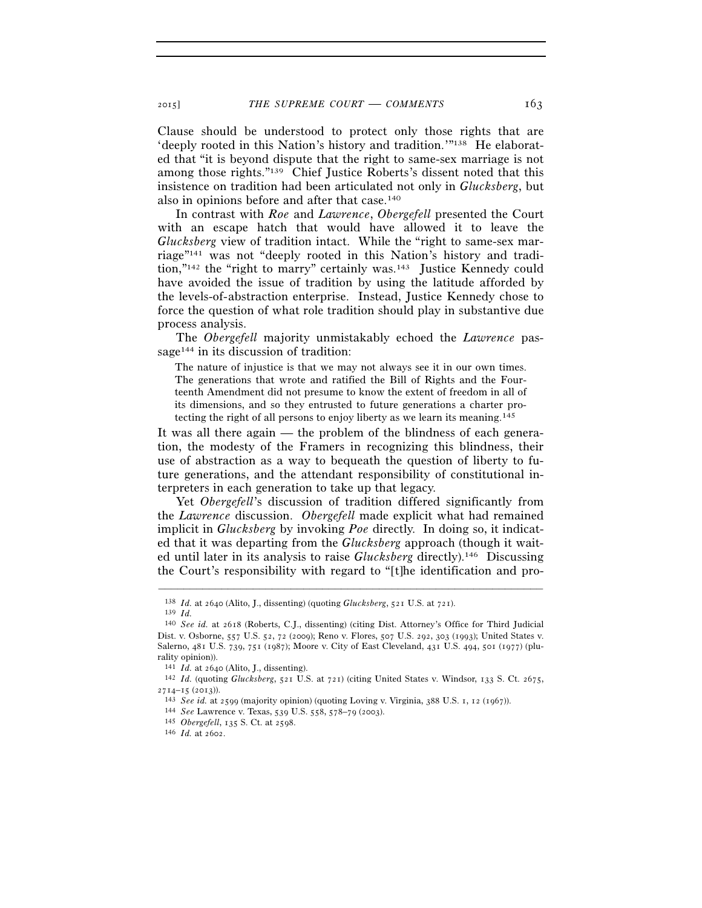Clause should be understood to protect only those rights that are 'deeply rooted in this Nation's history and tradition.'"[138] He elaborated that "it is beyond dispute that the right to same-sex marriage is not among those rights."[139] Chief Justice Roberts's dissent noted that this insistence on tradition had been articulated not only in *Glucksberg*, but also in opinions before and after that case.[140]

In contrast with *Roe* and *Lawrence*, *Obergefell* presented the Court with an escape hatch that would have allowed it to leave the *Glucksberg* view of tradition intact. While the "right to same-sex marriage"[141] was not "deeply rooted in this Nation's history and tradition,"[142] the "right to marry" certainly was.[143] Justice Kennedy could have avoided the issue of tradition by using the latitude afforded by the levels-of-abstraction enterprise. Instead, Justice Kennedy chose to force the question of what role tradition should play in substantive due process analysis.

The *Obergefell* majority unmistakably echoed the *Lawrence* passage[144] in its discussion of tradition:

> The nature of injustice is that we may not always see it in our own times. The generations that wrote and ratified the Bill of Rights and the Fourteenth Amendment did not presume to know the extent of freedom in all of its dimensions, and so they entrusted to future generations a charter protecting the right of all persons to enjoy liberty as we learn its meaning.[145]

It was all there again — the problem of the blindness of each generation, the modesty of the Framers in recognizing this blindness, their use of abstraction as a way to bequeath the question of liberty to future generations, and the attendant responsibility of constitutional interpreters in each generation to take up that legacy.

Yet *Obergefell*'s discussion of tradition differed significantly from the *Lawrence* discussion. *Obergefell* made explicit what had remained implicit in *Glucksberg* by invoking *Poe* directly. In doing so, it indicated that it was departing from the *Glucksberg* approach (though it waited until later in its analysis to raise *Glucksberg* directly).[146] Discussing the Court's responsibility with regard to "[t]he identification and pro-

---

[138] *Id.* at 2640 (Alito, J., dissenting) (quoting *Glucksberg*, 521 U.S. at 721).

[139] *Id.*

[140] *See id.* at 2618 (Roberts, C.J., dissenting) (citing Dist. Attorney's Office for Third Judicial Dist. v. Osborne, 557 U.S. 52, 72 (2009); Reno v. Flores, 507 U.S. 292, 303 (1993); United States v. Salerno, 481 U.S. 739, 751 (1987); Moore v. City of East Cleveland, 431 U.S. 494, 501 (1977) (plurality opinion)).

[141] *Id.* at 2640 (Alito, J., dissenting).

[142] *Id.* (quoting *Glucksberg*, 521 U.S. at 721) (citing United States v. Windsor, 133 S. Ct. 2675, 2714–15 (2013)).

[143] *See id.* at 2599 (majority opinion) (quoting Loving v. Virginia, 388 U.S. 1, 12 (1967)).

[144] *See* Lawrence v. Texas, 539 U.S. 558, 578–79 (2003).

[145] *Obergefell*, 135 S. Ct. at 2598.

[146] *Id.* at 2602.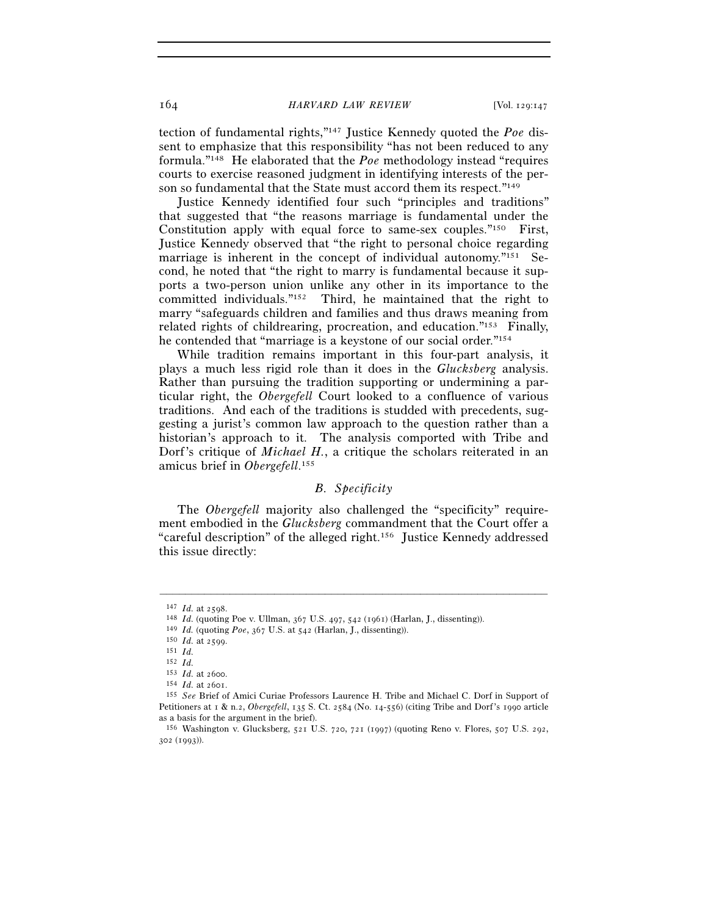tection of fundamental rights,"[147] Justice Kennedy quoted the *Poe* dissent to emphasize that this responsibility "has not been reduced to any formula."[148] He elaborated that the *Poe* methodology instead "requires courts to exercise reasoned judgment in identifying interests of the person so fundamental that the State must accord them its respect."[149]

Justice Kennedy identified four such "principles and traditions" that suggested that "the reasons marriage is fundamental under the Constitution apply with equal force to same-sex couples."[150] First, Justice Kennedy observed that "the right to personal choice regarding marriage is inherent in the concept of individual autonomy."[151] Second, he noted that "the right to marry is fundamental because it supports a two-person union unlike any other in its importance to the committed individuals."[152] Third, he maintained that the right to marry "safeguards children and families and thus draws meaning from related rights of childrearing, procreation, and education."[153] Finally, he contended that "marriage is a keystone of our social order."[154]

While tradition remains important in this four-part analysis, it plays a much less rigid role than it does in the *Glucksberg* analysis. Rather than pursuing the tradition supporting or undermining a particular right, the *Obergefell* Court looked to a confluence of various traditions. And each of the traditions is studded with precedents, suggesting a jurist's common law approach to the question rather than a historian's approach to it. The analysis comported with Tribe and Dorf's critique of *Michael H.*, a critique the scholars reiterated in an amicus brief in *Obergefell*.[155]

### *B. Specificity*

The *Obergefell* majority also challenged the "specificity" requirement embodied in the *Glucksberg* commandment that the Court offer a "careful description" of the alleged right.[156] Justice Kennedy addressed this issue directly:

---

[147] *Id.* at 2598.

[148] *Id.* (quoting Poe v. Ullman, 367 U.S. 497, 542 (1961) (Harlan, J., dissenting)).

[149] *Id.* (quoting *Poe*, 367 U.S. at 542 (Harlan, J., dissenting)).

[150] *Id.* at 2599.

[151] *Id.*

[152] *Id.*

[153] *Id.* at 2600.

[154] *Id.* at 2601.

[155] *See* Brief of Amici Curiae Professors Laurence H. Tribe and Michael C. Dorf in Support of Petitioners at 1 & n.2, *Obergefell*, 135 S. Ct. 2584 (No. 14-556) (citing Tribe and Dorf's 1990 article as a basis for the argument in the brief).

[156] Washington v. Glucksberg, 521 U.S. 720, 721 (1997) (quoting Reno v. Flores, 507 U.S. 292, 302 (1993)).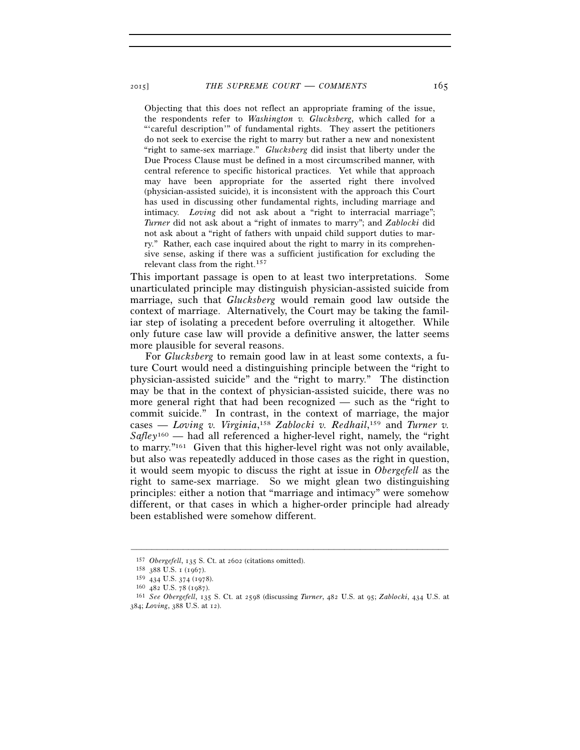> Objecting that this does not reflect an appropriate framing of the issue, the respondents refer to *Washington v. Glucksberg*, which called for a "'careful description'" of fundamental rights. They assert the petitioners do not seek to exercise the right to marry but rather a new and nonexistent "right to same-sex marriage." *Glucksberg* did insist that liberty under the Due Process Clause must be defined in a most circumscribed manner, with central reference to specific historical practices. Yet while that approach may have been appropriate for the asserted right there involved (physician-assisted suicide), it is inconsistent with the approach this Court has used in discussing other fundamental rights, including marriage and intimacy. *Loving* did not ask about a "right to interracial marriage"; *Turner* did not ask about a "right of inmates to marry"; and *Zablocki* did not ask about a "right of fathers with unpaid child support duties to marry." Rather, each case inquired about the right to marry in its comprehensive sense, asking if there was a sufficient justification for excluding the relevant class from the right.[157]

This important passage is open to at least two interpretations. Some unarticulated principle may distinguish physician-assisted suicide from marriage, such that *Glucksberg* would remain good law outside the context of marriage. Alternatively, the Court may be taking the familiar step of isolating a precedent before overruling it altogether. While only future case law will provide a definitive answer, the latter seems more plausible for several reasons.

For *Glucksberg* to remain good law in at least some contexts, a future Court would need a distinguishing principle between the "right to physician-assisted suicide" and the "right to marry." The distinction may be that in the context of physician-assisted suicide, there was no more general right that had been recognized — such as the "right to commit suicide." In contrast, in the context of marriage, the major cases — *Loving v. Virginia*,[158] *Zablocki v. Redhail*,[159] and *Turner v. Safley*[160] — had all referenced a higher-level right, namely, the "right to marry."[161] Given that this higher-level right was not only available, but also was repeatedly adduced in those cases as the right in question, it would seem myopic to discuss the right at issue in *Obergefell* as the right to same-sex marriage. So we might glean two distinguishing principles: either a notion that "marriage and intimacy" were somehow different, or that cases in which a higher-order principle had already been established were somehow different.

---

[157] *Obergefell*, 135 S. Ct. at 2602 (citations omitted).

[158] 388 U.S. 1 (1967).

[159] 434 U.S. 374 (1978).

[160] 482 U.S. 78 (1987).

[161] *See Obergefell*, 135 S. Ct. at 2598 (discussing *Turner*, 482 U.S. at 95; *Zablocki*, 434 U.S. at 384; *Loving*, 388 U.S. at 12).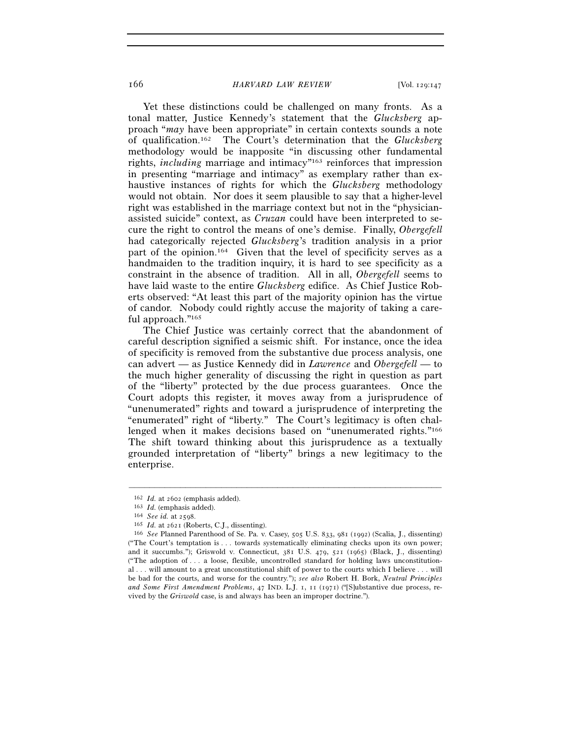Yet these distinctions could be challenged on many fronts. As a tonal matter, Justice Kennedy's statement that the *Glucksberg* approach "*may* have been appropriate" in certain contexts sounds a note of qualification.[162] The Court's determination that the *Glucksberg* methodology would be inapposite "in discussing other fundamental rights, *including* marriage and intimacy"[163] reinforces that impression in presenting "marriage and intimacy" as exemplary rather than exhaustive instances of rights for which the *Glucksberg* methodology would not obtain. Nor does it seem plausible to say that a higher-level right was established in the marriage context but not in the "physician-assisted suicide" context, as *Cruzan* could have been interpreted to secure the right to control the means of one's demise. Finally, *Obergefell* had categorically rejected *Glucksberg*'s tradition analysis in a prior part of the opinion.[164] Given that the level of specificity serves as a handmaiden to the tradition inquiry, it is hard to see specificity as a constraint in the absence of tradition. All in all, *Obergefell* seems to have laid waste to the entire *Glucksberg* edifice. As Chief Justice Roberts observed: "At least this part of the majority opinion has the virtue of candor. Nobody could rightly accuse the majority of taking a careful approach."[165]

The Chief Justice was certainly correct that the abandonment of careful description signified a seismic shift. For instance, once the idea of specificity is removed from the substantive due process analysis, one can advert — as Justice Kennedy did in *Lawrence* and *Obergefell* — to the much higher generality of discussing the right in question as part of the "liberty" protected by the due process guarantees. Once the Court adopts this register, it moves away from a jurisprudence of "unenumerated" rights and toward a jurisprudence of interpreting the "enumerated" right of "liberty." The Court's legitimacy is often challenged when it makes decisions based on "unenumerated rights."[166] The shift toward thinking about this jurisprudence as a textually grounded interpretation of "liberty" brings a new legitimacy to the enterprise.

---

[162] *Id.* at 2602 (emphasis added).

[163] *Id.* (emphasis added).

[164] *See id.* at 2598.

[165] *Id.* at 2621 (Roberts, C.J., dissenting).

[166] *See* Planned Parenthood of Se. Pa. v. Casey, 505 U.S. 833, 981 (1992) (Scalia, J., dissenting) ("The Court's temptation is . . . towards systematically eliminating checks upon its own power; and it succumbs."); Griswold v. Connecticut, 381 U.S. 479, 521 (1965) (Black, J., dissenting) ("The adoption of . . . a loose, flexible, uncontrolled standard for holding laws unconstitutional . . . will amount to a great unconstitutional shift of power to the courts which I believe . . . will be bad for the courts, and worse for the country."); *see also* Robert H. Bork, *Neutral Principles and Some First Amendment Problems*, 47 IND. L.J. 1, 11 (1971) ("[S]ubstantive due process, revived by the *Griswold* case, is and always has been an improper doctrine.").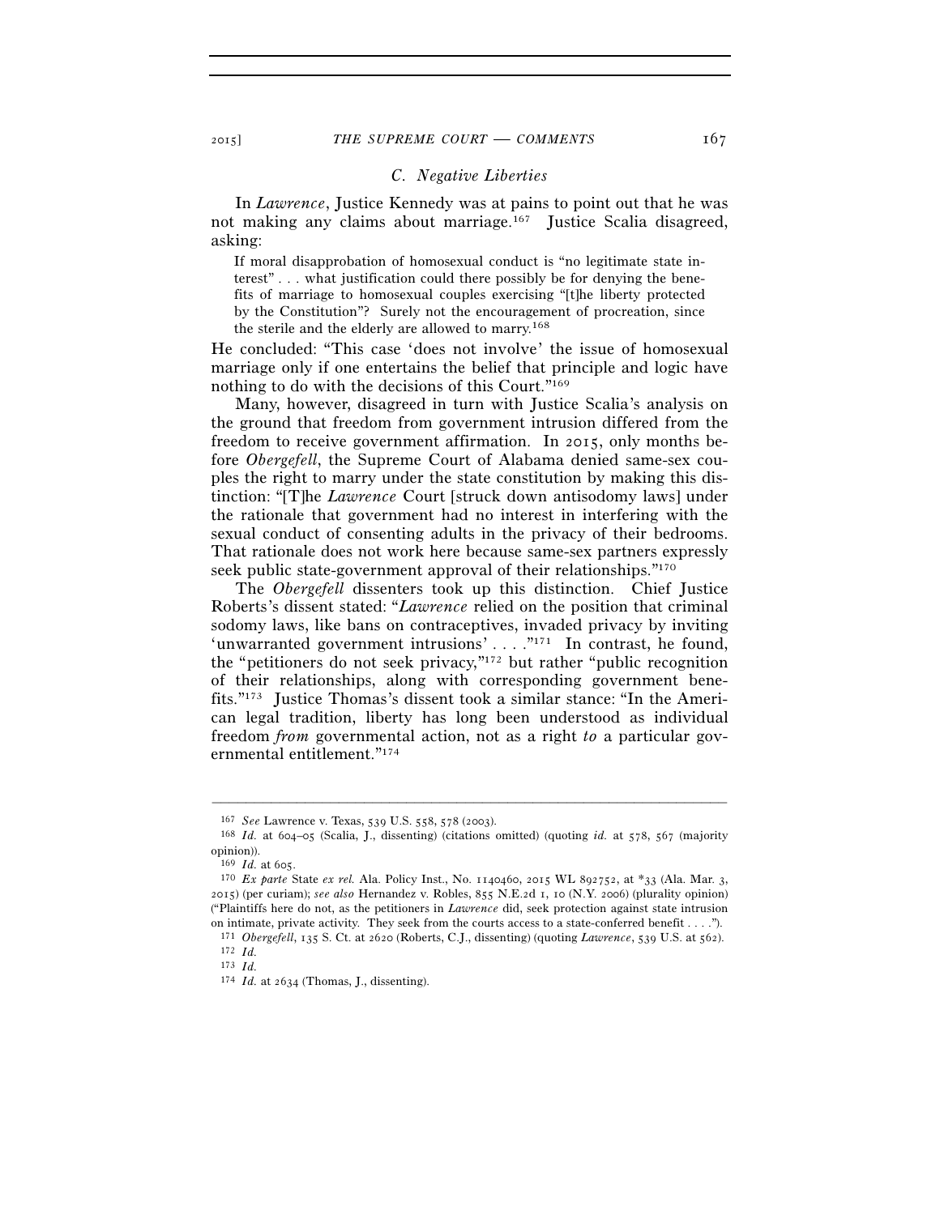### C. Negative Liberties

In *Lawrence*, Justice Kennedy was at pains to point out that he was not making any claims about marriage.[167] Justice Scalia disagreed, asking:

> If moral disapprobation of homosexual conduct is "no legitimate state interest" . . . what justification could there possibly be for denying the benefits of marriage to homosexual couples exercising "[t]he liberty protected by the Constitution"? Surely not the encouragement of procreation, since the sterile and the elderly are allowed to marry.[168]

He concluded: "This case 'does not involve' the issue of homosexual marriage only if one entertains the belief that principle and logic have nothing to do with the decisions of this Court."[169]

Many, however, disagreed in turn with Justice Scalia's analysis on the ground that freedom from government intrusion differed from the freedom to receive government affirmation. In 2015, only months before *Obergefell*, the Supreme Court of Alabama denied same-sex couples the right to marry under the state constitution by making this distinction: "[T]he *Lawrence* Court [struck down antisodomy laws] under the rationale that government had no interest in interfering with the sexual conduct of consenting adults in the privacy of their bedrooms. That rationale does not work here because same-sex partners expressly seek public state-government approval of their relationships."[170]

The *Obergefell* dissenters took up this distinction. Chief Justice Roberts's dissent stated: "*Lawrence* relied on the position that criminal sodomy laws, like bans on contraceptives, invaded privacy by inviting 'unwarranted government intrusions' . . . ."[171] In contrast, he found, the "petitioners do not seek privacy,"[172] but rather "public recognition of their relationships, along with corresponding government benefits."[173] Justice Thomas's dissent took a similar stance: "In the American legal tradition, liberty has long been understood as individual freedom *from* governmental action, not as a right *to* a particular governmental entitlement."[174]

---

[167] *See* Lawrence v. Texas, 539 U.S. 558, 578 (2003).

[168] *Id.* at 604–05 (Scalia, J., dissenting) (citations omitted) (quoting *id.* at 578, 567 (majority opinion)).

[169] *Id.* at 605.

[170] *Ex parte* State *ex rel.* Ala. Policy Inst., No. 1140460, 2015 WL 892752, at *33 (Ala. Mar. 3, 2015) (per curiam); *see also* Hernandez v. Robles, 855 N.E.2d 1, 10 (N.Y. 2006) (plurality opinion) ("Plaintiffs here do not, as the petitioners in *Lawrence* did, seek protection against state intrusion on intimate, private activity. They seek from the courts access to a state-conferred benefit . . . .").

[171] *Obergefell*, 135 S. Ct. at 2620 (Roberts, C.J., dissenting) (quoting *Lawrence*, 539 U.S. at 562).

[172] *Id.*

[173] *Id.*

[174] *Id.* at 2634 (Thomas, J., dissenting).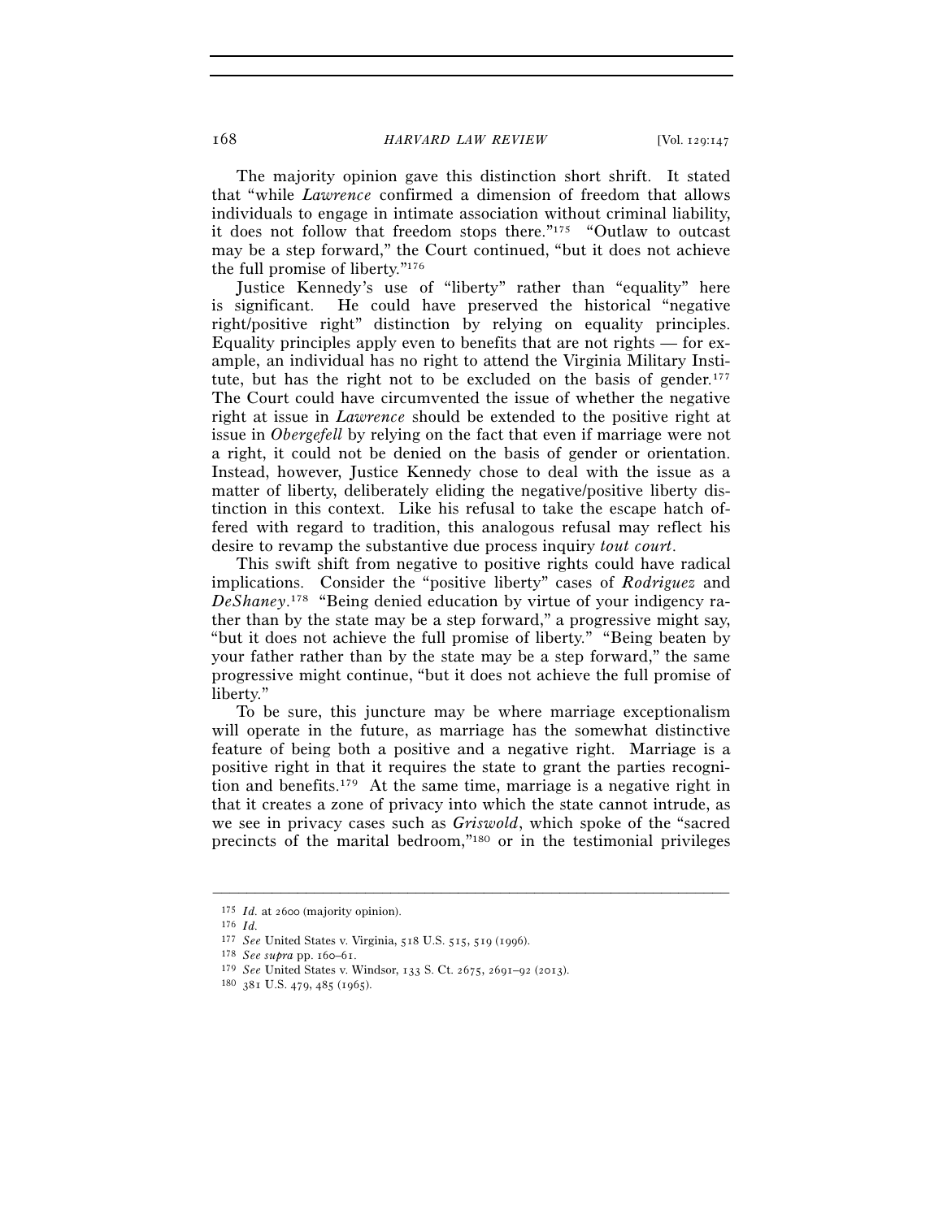The majority opinion gave this distinction short shrift. It stated that "while *Lawrence* confirmed a dimension of freedom that allows individuals to engage in intimate association without criminal liability, it does not follow that freedom stops there."[175] "Outlaw to outcast may be a step forward," the Court continued, "but it does not achieve the full promise of liberty."[176]

Justice Kennedy's use of "liberty" rather than "equality" here is significant. He could have preserved the historical "negative right/positive right" distinction by relying on equality principles. Equality principles apply even to benefits that are not rights — for example, an individual has no right to attend the Virginia Military Institute, but has the right not to be excluded on the basis of gender.[177] The Court could have circumvented the issue of whether the negative right at issue in *Lawrence* should be extended to the positive right at issue in *Obergefell* by relying on the fact that even if marriage were not a right, it could not be denied on the basis of gender or orientation. Instead, however, Justice Kennedy chose to deal with the issue as a matter of liberty, deliberately eliding the negative/positive liberty distinction in this context. Like his refusal to take the escape hatch offered with regard to tradition, this analogous refusal may reflect his desire to revamp the substantive due process inquiry *tout court*.

This swift shift from negative to positive rights could have radical implications. Consider the "positive liberty" cases of *Rodriguez* and *DeShaney*.[178] "Being denied education by virtue of your indigency rather than by the state may be a step forward," a progressive might say, "but it does not achieve the full promise of liberty." "Being beaten by your father rather than by the state may be a step forward," the same progressive might continue, "but it does not achieve the full promise of liberty."

To be sure, this juncture may be where marriage exceptionalism will operate in the future, as marriage has the somewhat distinctive feature of being both a positive and a negative right. Marriage is a positive right in that it requires the state to grant the parties recognition and benefits.[179] At the same time, marriage is a negative right in that it creates a zone of privacy into which the state cannot intrude, as we see in privacy cases such as *Griswold*, which spoke of the "sacred precincts of the marital bedroom,"[180] or in the testimonial privileges

---

[175] *Id.* at 2600 (majority opinion).

[176] *Id.*

[177] *See* United States v. Virginia, 518 U.S. 515, 519 (1996).

[178] *See supra* pp. 160–61.

[179] *See* United States v. Windsor, 133 S. Ct. 2675, 2691–92 (2013).

[180] 381 U.S. 479, 485 (1965).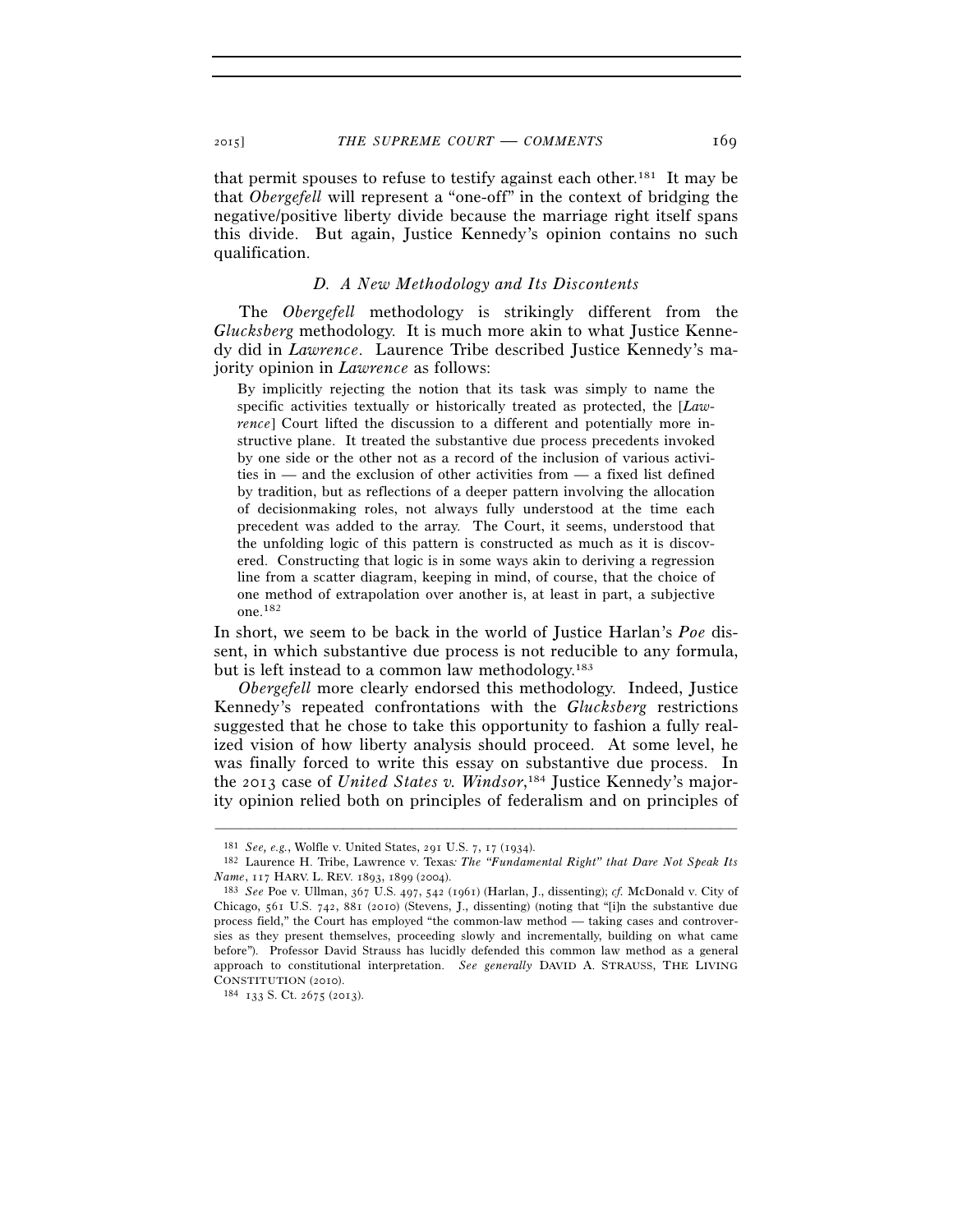that permit spouses to refuse to testify against each other.[181] It may be that *Obergefell* will represent a "one-off" in the context of bridging the negative/positive liberty divide because the marriage right itself spans this divide. But again, Justice Kennedy's opinion contains no such qualification.

### *D. A New Methodology and Its Discontents*

The *Obergefell* methodology is strikingly different from the *Glucksberg* methodology. It is much more akin to what Justice Kennedy did in *Lawrence*. Laurence Tribe described Justice Kennedy's majority opinion in *Lawrence* as follows:

> By implicitly rejecting the notion that its task was simply to name the specific activities textually or historically treated as protected, the [*Lawrence*] Court lifted the discussion to a different and potentially more instructive plane. It treated the substantive due process precedents invoked by one side or the other not as a record of the inclusion of various activities in — and the exclusion of other activities from — a fixed list defined by tradition, but as reflections of a deeper pattern involving the allocation of decisionmaking roles, not always fully understood at the time each precedent was added to the array. The Court, it seems, understood that the unfolding logic of this pattern is constructed as much as it is discovered. Constructing that logic is in some ways akin to deriving a regression line from a scatter diagram, keeping in mind, of course, that the choice of one method of extrapolation over another is, at least in part, a subjective one.[182]

In short, we seem to be back in the world of Justice Harlan's *Poe* dissent, in which substantive due process is not reducible to any formula, but is left instead to a common law methodology.[183]

*Obergefell* more clearly endorsed this methodology. Indeed, Justice Kennedy's repeated confrontations with the *Glucksberg* restrictions suggested that he chose to take this opportunity to fashion a fully realized vision of how liberty analysis should proceed. At some level, he was finally forced to write this essay on substantive due process. In the 2013 case of *United States v. Windsor*,[184] Justice Kennedy's majority opinion relied both on principles of federalism and on principles of

---

[181] *See, e.g.*, Wolfle v. United States, 291 U.S. 7, 17 (1934).

[182] Laurence H. Tribe, Lawrence v. Texas*: The "Fundamental Right" that Dare Not Speak Its Name*, 117 HARV. L. REV. 1893, 1899 (2004).

[183] *See* Poe v. Ullman, 367 U.S. 497, 542 (1961) (Harlan, J., dissenting); *cf.* McDonald v. City of Chicago, 561 U.S. 742, 881 (2010) (Stevens, J., dissenting) (noting that "[i]n the substantive due process field," the Court has employed "the common-law method — taking cases and controversies as they present themselves, proceeding slowly and incrementally, building on what came before"). Professor David Strauss has lucidly defended this common law method as a general approach to constitutional interpretation. *See generally* DAVID A. STRAUSS, THE LIVING CONSTITUTION (2010).

[184] 133 S. Ct. 2675 (2013).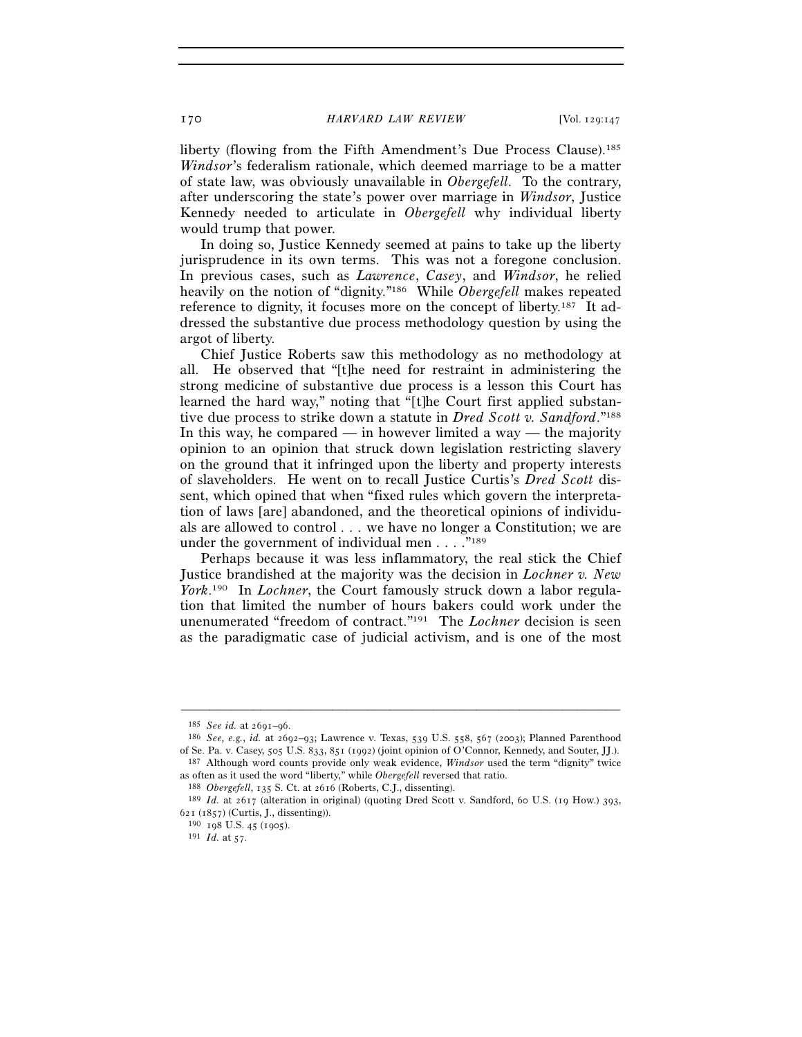liberty (flowing from the Fifth Amendment's Due Process Clause).[185] *Windsor*'s federalism rationale, which deemed marriage to be a matter of state law, was obviously unavailable in *Obergefell*. To the contrary, after underscoring the state's power over marriage in *Windsor*, Justice Kennedy needed to articulate in *Obergefell* why individual liberty would trump that power.

In doing so, Justice Kennedy seemed at pains to take up the liberty jurisprudence in its own terms. This was not a foregone conclusion. In previous cases, such as *Lawrence*, *Casey*, and *Windsor*, he relied heavily on the notion of "dignity."[186] While *Obergefell* makes repeated reference to dignity, it focuses more on the concept of liberty.[187] It addressed the substantive due process methodology question by using the argot of liberty.

Chief Justice Roberts saw this methodology as no methodology at all. He observed that "[t]he need for restraint in administering the strong medicine of substantive due process is a lesson this Court has learned the hard way," noting that "[t]he Court first applied substantive due process to strike down a statute in *Dred Scott v. Sandford*."[188] In this way, he compared — in however limited a way — the majority opinion to an opinion that struck down legislation restricting slavery on the ground that it infringed upon the liberty and property interests of slaveholders. He went on to recall Justice Curtis's *Dred Scott* dissent, which opined that when "fixed rules which govern the interpretation of laws [are] abandoned, and the theoretical opinions of individuals are allowed to control . . . we have no longer a Constitution; we are under the government of individual men . . . ."[189]

Perhaps because it was less inflammatory, the real stick the Chief Justice brandished at the majority was the decision in *Lochner v. New York*.[190] In *Lochner*, the Court famously struck down a labor regulation that limited the number of hours bakers could work under the unenumerated "freedom of contract."[191] The *Lochner* decision is seen as the paradigmatic case of judicial activism, and is one of the most

---

[185] *See id.* at 2691–96.

[186] *See, e.g.*, *id.* at 2692–93; Lawrence v. Texas, 539 U.S. 558, 567 (2003); Planned Parenthood of Se. Pa. v. Casey, 505 U.S. 833, 851 (1992) (joint opinion of O'Connor, Kennedy, and Souter, JJ.).

[187] Although word counts provide only weak evidence, *Windsor* used the term "dignity" twice as often as it used the word "liberty," while *Obergefell* reversed that ratio.

[188] *Obergefell*, 135 S. Ct. at 2616 (Roberts, C.J., dissenting).

[189] *Id.* at 2617 (alteration in original) (quoting Dred Scott v. Sandford, 60 U.S. (19 How.) 393, 621 (1857) (Curtis, J., dissenting)).

[190] 198 U.S. 45 (1905).

[191] *Id.* at 57.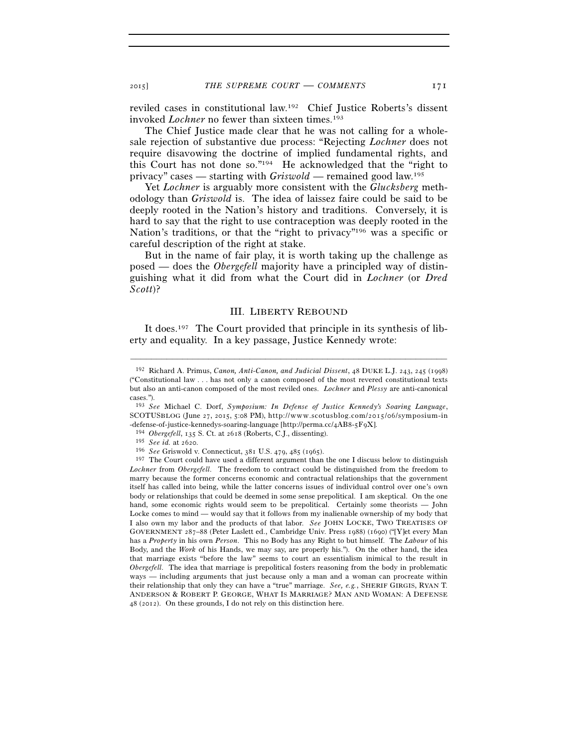reviled cases in constitutional law.[192] Chief Justice Roberts's dissent invoked *Lochner* no fewer than sixteen times.[193]

The Chief Justice made clear that he was not calling for a wholesale rejection of substantive due process: "Rejecting *Lochner* does not require disavowing the doctrine of implied fundamental rights, and this Court has not done so."[194] He acknowledged that the "right to privacy" cases — starting with *Griswold* — remained good law.[195]

Yet *Lochner* is arguably more consistent with the *Glucksberg* methodology than *Griswold* is. The idea of laissez faire could be said to be deeply rooted in the Nation's history and traditions. Conversely, it is hard to say that the right to use contraception was deeply rooted in the Nation's traditions, or that the "right to privacy"[196] was a specific or careful description of the right at stake.

But in the name of fair play, it is worth taking up the challenge as posed — does the *Obergefell* majority have a principled way of distinguishing what it did from what the Court did in *Lochner* (or *Dred Scott*)?

## III. Liberty Rebound

It does.[197] The Court provided that principle in its synthesis of liberty and equality. In a key passage, Justice Kennedy wrote:

---

[192] Richard A. Primus, *Canon, Anti-Canon, and Judicial Dissent*, 48 DUKE L.J. 243, 245 (1998) ("Constitutional law . . . has not only a canon composed of the most revered constitutional texts but also an anti-canon composed of the most reviled ones. *Lochner* and *Plessy* are anti-canonical cases.").

[193] *See* Michael C. Dorf, *Symposium: In Defense of Justice Kennedy's Soaring Language*, SCOTUSBLOG (June 27, 2015, 5:08 PM), http://www.scotusblog.com/2015/06/symposium-in-defense-of-justice-kennedys-soaring-language [http://perma.cc/4AB8-5F9X].

[194] *Obergefell*, 135 S. Ct. at 2618 (Roberts, C.J., dissenting).

[195] *See id.* at 2620.

[196] *See* Griswold v. Connecticut, 381 U.S. 479, 485 (1965).

[197] The Court could have used a different argument than the one I discuss below to distinguish *Lochner* from *Obergefell*. The freedom to contract could be distinguished from the freedom to marry because the former concerns economic and contractual relationships that the government itself has called into being, while the latter concerns issues of individual control over one's own body or relationships that could be deemed in some sense prepolitical. I am skeptical. On the one hand, some economic rights would seem to be prepolitical. Certainly some theorists — John Locke comes to mind — would say that it follows from my inalienable ownership of my body that I also own my labor and the products of that labor. *See* JOHN LOCKE, TWO TREATISES OF GOVERNMENT 287–88 (Peter Laslett ed., Cambridge Univ. Press 1988) (1690) ("[Y]et every Man has a *Property* in his own *Person*. This no Body has any Right to but himself. The *Labour* of his Body, and the *Work* of his Hands, we may say, are properly his."). On the other hand, the idea that marriage exists "before the law" seems to court an essentialism inimical to the result in *Obergefell*. The idea that marriage is prepolitical fosters reasoning from the body in problematic ways — including arguments that just because only a man and a woman can procreate within their relationship that only they can have a "true" marriage. *See, e.g.*, SHERIF GIRGIS, RYAN T. ANDERSON & ROBERT P. GEORGE, WHAT IS MARRIAGE? MAN AND WOMAN: A DEFENSE 48 (2012). On these grounds, I do not rely on this distinction here.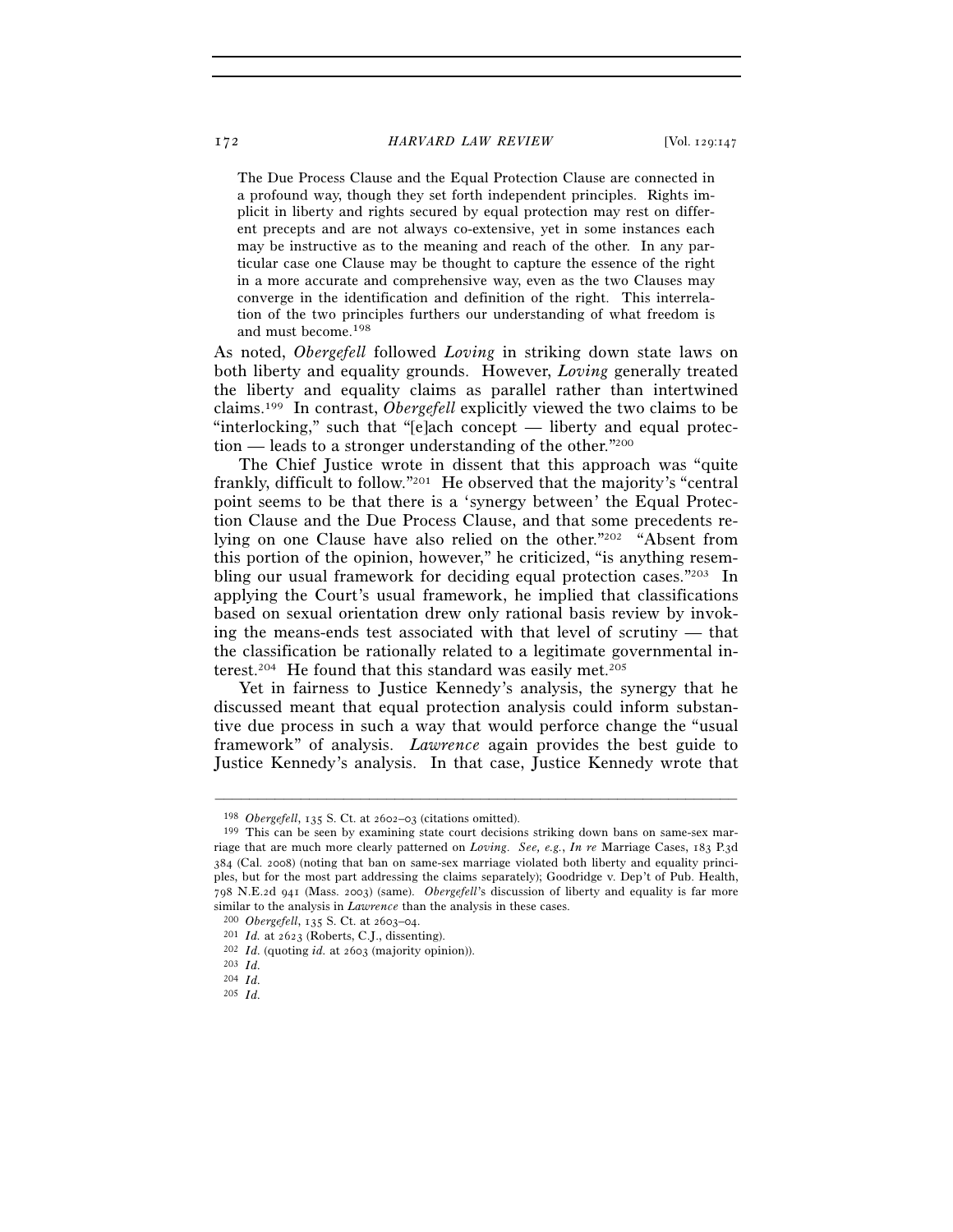> The Due Process Clause and the Equal Protection Clause are connected in a profound way, though they set forth independent principles. Rights implicit in liberty and rights secured by equal protection may rest on different precepts and are not always co-extensive, yet in some instances each may be instructive as to the meaning and reach of the other. In any particular case one Clause may be thought to capture the essence of the right in a more accurate and comprehensive way, even as the two Clauses may converge in the identification and definition of the right. This interrelation of the two principles furthers our understanding of what freedom is and must become.[198]

As noted, *Obergefell* followed *Loving* in striking down state laws on both liberty and equality grounds. However, *Loving* generally treated the liberty and equality claims as parallel rather than intertwined claims.[199] In contrast, *Obergefell* explicitly viewed the two claims to be "interlocking," such that "[e]ach concept — liberty and equal protection — leads to a stronger understanding of the other."[200]

The Chief Justice wrote in dissent that this approach was "quite frankly, difficult to follow."[201] He observed that the majority's "central point seems to be that there is a 'synergy between' the Equal Protection Clause and the Due Process Clause, and that some precedents relying on one Clause have also relied on the other."[202] "Absent from this portion of the opinion, however," he criticized, "is anything resembling our usual framework for deciding equal protection cases."[203] In applying the Court's usual framework, he implied that classifications based on sexual orientation drew only rational basis review by invoking the means-ends test associated with that level of scrutiny — that the classification be rationally related to a legitimate governmental interest.[204] He found that this standard was easily met.[205]

Yet in fairness to Justice Kennedy's analysis, the synergy that he discussed meant that equal protection analysis could inform substantive due process in such a way that would perforce change the "usual framework" of analysis. *Lawrence* again provides the best guide to Justice Kennedy's analysis. In that case, Justice Kennedy wrote that

---

[198] *Obergefell*, 135 S. Ct. at 2602–03 (citations omitted).

[199] This can be seen by examining state court decisions striking down bans on same-sex marriage that are much more clearly patterned on *Loving*. *See, e.g.*, *In re* Marriage Cases, 183 P.3d 384 (Cal. 2008) (noting that ban on same-sex marriage violated both liberty and equality principles, but for the most part addressing the claims separately); Goodridge v. Dep't of Pub. Health, 798 N.E.2d 941 (Mass. 2003) (same). *Obergefell*'s discussion of liberty and equality is far more similar to the analysis in *Lawrence* than the analysis in these cases.

[200] *Obergefell*, 135 S. Ct. at 2603–04.

[201] *Id.* at 2623 (Roberts, C.J., dissenting).

[202] *Id.* (quoting *id.* at 2603 (majority opinion)).

[203] *Id.*

[204] *Id.*

[205] *Id.*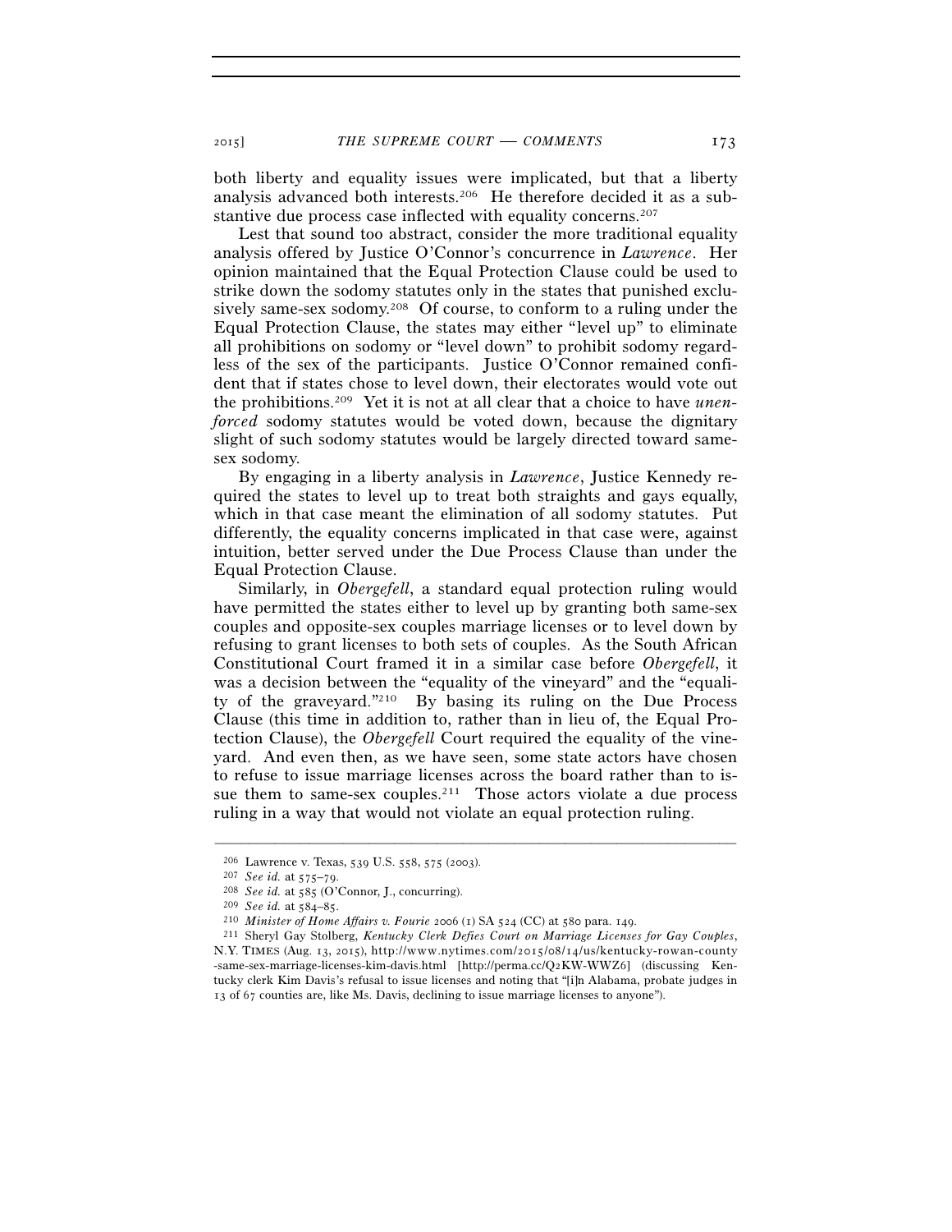both liberty and equality issues were implicated, but that a liberty analysis advanced both interests.[206] He therefore decided it as a substantive due process case inflected with equality concerns.[207]

Lest that sound too abstract, consider the more traditional equality analysis offered by Justice O'Connor's concurrence in *Lawrence*. Her opinion maintained that the Equal Protection Clause could be used to strike down the sodomy statutes only in the states that punished exclusively same-sex sodomy.[208] Of course, to conform to a ruling under the Equal Protection Clause, the states may either "level up" to eliminate all prohibitions on sodomy or "level down" to prohibit sodomy regardless of the sex of the participants. Justice O'Connor remained confident that if states chose to level down, their electorates would vote out the prohibitions.[209] Yet it is not at all clear that a choice to have *unenforced* sodomy statutes would be voted down, because the dignitary slight of such sodomy statutes would be largely directed toward same-sex sodomy.

By engaging in a liberty analysis in *Lawrence*, Justice Kennedy required the states to level up to treat both straights and gays equally, which in that case meant the elimination of all sodomy statutes. Put differently, the equality concerns implicated in that case were, against intuition, better served under the Due Process Clause than under the Equal Protection Clause.

Similarly, in *Obergefell*, a standard equal protection ruling would have permitted the states either to level up by granting both same-sex couples and opposite-sex couples marriage licenses or to level down by refusing to grant licenses to both sets of couples. As the South African Constitutional Court framed it in a similar case before *Obergefell*, it was a decision between the "equality of the vineyard" and the "equality of the graveyard."[210] By basing its ruling on the Due Process Clause (this time in addition to, rather than in lieu of, the Equal Protection Clause), the *Obergefell* Court required the equality of the vineyard. And even then, as we have seen, some state actors have chosen to refuse to issue marriage licenses across the board rather than to issue them to same-sex couples.[211] Those actors violate a due process ruling in a way that would not violate an equal protection ruling.

---

[206] Lawrence v. Texas, 539 U.S. 558, 575 (2003).

[207] *See id.* at 575–79.

[208] *See id.* at 585 (O'Connor, J., concurring).

[209] *See id.* at 584–85.

[210] *Minister of Home Affairs v. Fourie* 2006 (1) SA 524 (CC) at 580 para. 149.

[211] Sheryl Gay Stolberg, *Kentucky Clerk Defies Court on Marriage Licenses for Gay Couples*, N.Y. TIMES (Aug. 13, 2015), http://www.nytimes.com/2015/08/14/us/kentucky-rowan-county-same-sex-marriage-licenses-kim-davis.html [http://perma.cc/Q2KW-WWZ6] (discussing Kentucky clerk Kim Davis's refusal to issue licenses and noting that "[i]n Alabama, probate judges in 13 of 67 counties are, like Ms. Davis, declining to issue marriage licenses to anyone").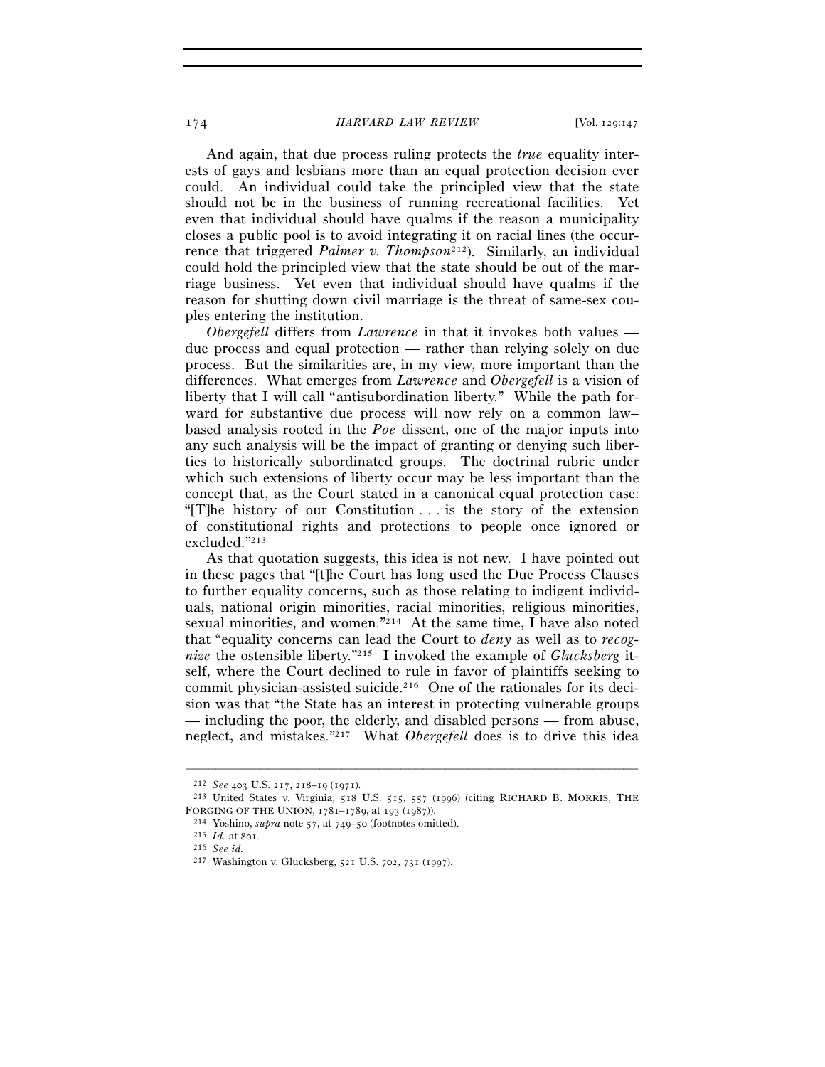And again, that due process ruling protects the *true* equality interests of gays and lesbians more than an equal protection decision ever could. An individual could take the principled view that the state should not be in the business of running recreational facilities. Yet even that individual should have qualms if the reason a municipality closes a public pool is to avoid integrating it on racial lines (the occurrence that triggered *Palmer v. Thompson*[212]). Similarly, an individual could hold the principled view that the state should be out of the marriage business. Yet even that individual should have qualms if the reason for shutting down civil marriage is the threat of same-sex couples entering the institution.

*Obergefell* differs from *Lawrence* in that it invokes both values — due process and equal protection — rather than relying solely on due process. But the similarities are, in my view, more important than the differences. What emerges from *Lawrence* and *Obergefell* is a vision of liberty that I will call "antisubordination liberty." While the path forward for substantive due process will now rely on a common law–based analysis rooted in the *Poe* dissent, one of the major inputs into any such analysis will be the impact of granting or denying such liberties to historically subordinated groups. The doctrinal rubric under which such extensions of liberty occur may be less important than the concept that, as the Court stated in a canonical equal protection case: "[T]he history of our Constitution . . . is the story of the extension of constitutional rights and protections to people once ignored or excluded."[213]

As that quotation suggests, this idea is not new. I have pointed out in these pages that "[t]he Court has long used the Due Process Clauses to further equality concerns, such as those relating to indigent individuals, national origin minorities, racial minorities, religious minorities, sexual minorities, and women."[214] At the same time, I have also noted that "equality concerns can lead the Court to *deny* as well as to *recognize* the ostensible liberty."[215] I invoked the example of *Glucksberg* itself, where the Court declined to rule in favor of plaintiffs seeking to commit physician-assisted suicide.[216] One of the rationales for its decision was that "the State has an interest in protecting vulnerable groups — including the poor, the elderly, and disabled persons — from abuse, neglect, and mistakes."[217] What *Obergefell* does is to drive this idea

---

[212] *See* 403 U.S. 217, 218–19 (1971).

[213] United States v. Virginia, 518 U.S. 515, 557 (1996) (citing RICHARD B. MORRIS, THE FORGING OF THE UNION, 1781–1789, at 193 (1987)).

[214] Yoshino, *supra* note 57, at 749–50 (footnotes omitted).

[215] *Id.* at 801.

[216] *See id.*

[217] Washington v. Glucksberg, 521 U.S. 702, 731 (1997).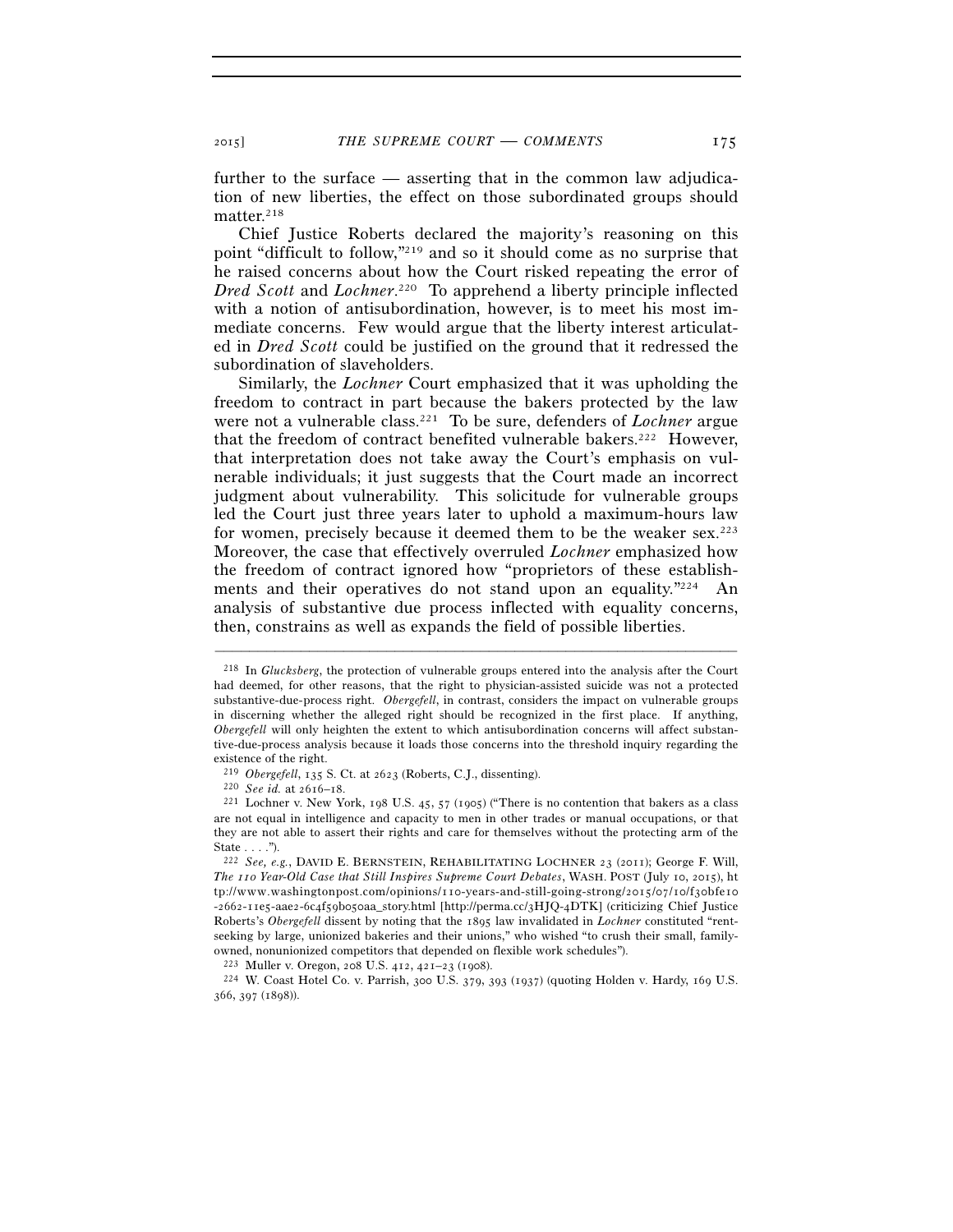further to the surface — asserting that in the common law adjudication of new liberties, the effect on those subordinated groups should matter.[218]

Chief Justice Roberts declared the majority's reasoning on this point "difficult to follow,"[219] and so it should come as no surprise that he raised concerns about how the Court risked repeating the error of *Dred Scott* and *Lochner*.[220] To apprehend a liberty principle inflected with a notion of antisubordination, however, is to meet his most immediate concerns. Few would argue that the liberty interest articulated in *Dred Scott* could be justified on the ground that it redressed the subordination of slaveholders.

Similarly, the *Lochner* Court emphasized that it was upholding the freedom to contract in part because the bakers protected by the law were not a vulnerable class.[221] To be sure, defenders of *Lochner* argue that the freedom of contract benefited vulnerable bakers.[222] However, that interpretation does not take away the Court's emphasis on vulnerable individuals; it just suggests that the Court made an incorrect judgment about vulnerability. This solicitude for vulnerable groups led the Court just three years later to uphold a maximum-hours law for women, precisely because it deemed them to be the weaker sex.[223] Moreover, the case that effectively overruled *Lochner* emphasized how the freedom of contract ignored how "proprietors of these establishments and their operatives do not stand upon an equality."[224] An analysis of substantive due process inflected with equality concerns, then, constrains as well as expands the field of possible liberties.

---

[218] In *Glucksberg*, the protection of vulnerable groups entered into the analysis after the Court had deemed, for other reasons, that the right to physician-assisted suicide was not a protected substantive-due-process right. *Obergefell*, in contrast, considers the impact on vulnerable groups in discerning whether the alleged right should be recognized in the first place. If anything, *Obergefell* will only heighten the extent to which antisubordination concerns will affect substantive-due-process analysis because it loads those concerns into the threshold inquiry regarding the existence of the right.

[219] *Obergefell*, 135 S. Ct. at 2623 (Roberts, C.J., dissenting).

[220] *See id.* at 2616–18.

[221] Lochner v. New York, 198 U.S. 45, 57 (1905) ("There is no contention that bakers as a class are not equal in intelligence and capacity to men in other trades or manual occupations, or that they are not able to assert their rights and care for themselves without the protecting arm of the State . . . .").

[222] *See, e.g.*, DAVID E. BERNSTEIN, REHABILITATING LOCHNER 23 (2011); George F. Will, *The 110 Year-Old Case that Still Inspires Supreme Court Debates*, WASH. POST (July 10, 2015), http://www.washingtonpost.com/opinions/110-years-and-still-going-strong/2015/07/10/f30bfe10-2662-11e5-aae2-6c4f59b050aa_story.html [http://perma.cc/3HJQ-4DTK] (criticizing Chief Justice Roberts's *Obergefell* dissent by noting that the 1895 law invalidated in *Lochner* constituted "rent-seeking by large, unionized bakeries and their unions," who wished "to crush their small, family-owned, nonunionized competitors that depended on flexible work schedules").

[223] Muller v. Oregon, 208 U.S. 412, 421–23 (1908).

[224] W. Coast Hotel Co. v. Parrish, 300 U.S. 379, 393 (1937) (quoting Holden v. Hardy, 169 U.S. 366, 397 (1898)).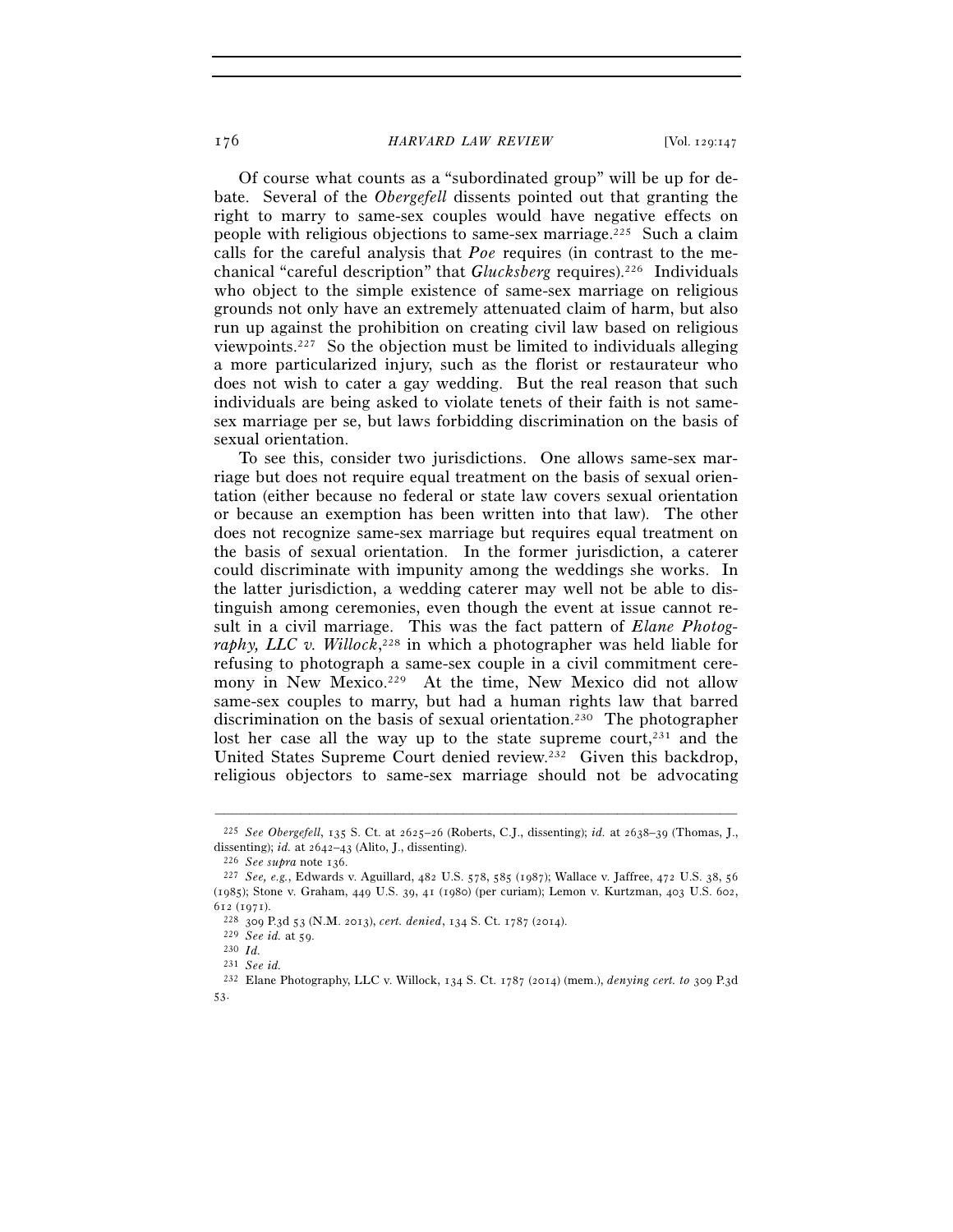Of course what counts as a "subordinated group" will be up for debate. Several of the *Obergefell* dissents pointed out that granting the right to marry to same-sex couples would have negative effects on people with religious objections to same-sex marriage.[225] Such a claim calls for the careful analysis that *Poe* requires (in contrast to the mechanical "careful description" that *Glucksberg* requires).[226] Individuals who object to the simple existence of same-sex marriage on religious grounds not only have an extremely attenuated claim of harm, but also run up against the prohibition on creating civil law based on religious viewpoints.[227] So the objection must be limited to individuals alleging a more particularized injury, such as the florist or restaurateur who does not wish to cater a gay wedding. But the real reason that such individuals are being asked to violate tenets of their faith is not same-sex marriage per se, but laws forbidding discrimination on the basis of sexual orientation.

To see this, consider two jurisdictions. One allows same-sex marriage but does not require equal treatment on the basis of sexual orientation (either because no federal or state law covers sexual orientation or because an exemption has been written into that law). The other does not recognize same-sex marriage but requires equal treatment on the basis of sexual orientation. In the former jurisdiction, a caterer could discriminate with impunity among the weddings she works. In the latter jurisdiction, a wedding caterer may well not be able to distinguish among ceremonies, even though the event at issue cannot result in a civil marriage. This was the fact pattern of *Elane Photography, LLC v. Willock*,[228] in which a photographer was held liable for refusing to photograph a same-sex couple in a civil commitment ceremony in New Mexico.[229] At the time, New Mexico did not allow same-sex couples to marry, but had a human rights law that barred discrimination on the basis of sexual orientation.[230] The photographer lost her case all the way up to the state supreme court,[231] and the United States Supreme Court denied review.[232] Given this backdrop, religious objectors to same-sex marriage should not be advocating

---

[225] *See Obergefell*, 135 S. Ct. at 2625–26 (Roberts, C.J., dissenting); *id.* at 2638–39 (Thomas, J., dissenting); *id.* at 2642–43 (Alito, J., dissenting).

[226] *See supra* note 136.

[227] *See, e.g.*, Edwards v. Aguillard, 482 U.S. 578, 585 (1987); Wallace v. Jaffree, 472 U.S. 38, 56 (1985); Stone v. Graham, 449 U.S. 39, 41 (1980) (per curiam); Lemon v. Kurtzman, 403 U.S. 602, 612 (1971).

[228] 309 P.3d 53 (N.M. 2013), *cert. denied*, 134 S. Ct. 1787 (2014).

[229] *See id.* at 59.

[230] *Id.*

[231] *See id.*

[232] Elane Photography, LLC v. Willock, 134 S. Ct. 1787 (2014) (mem.), *denying cert. to* 309 P.3d 53.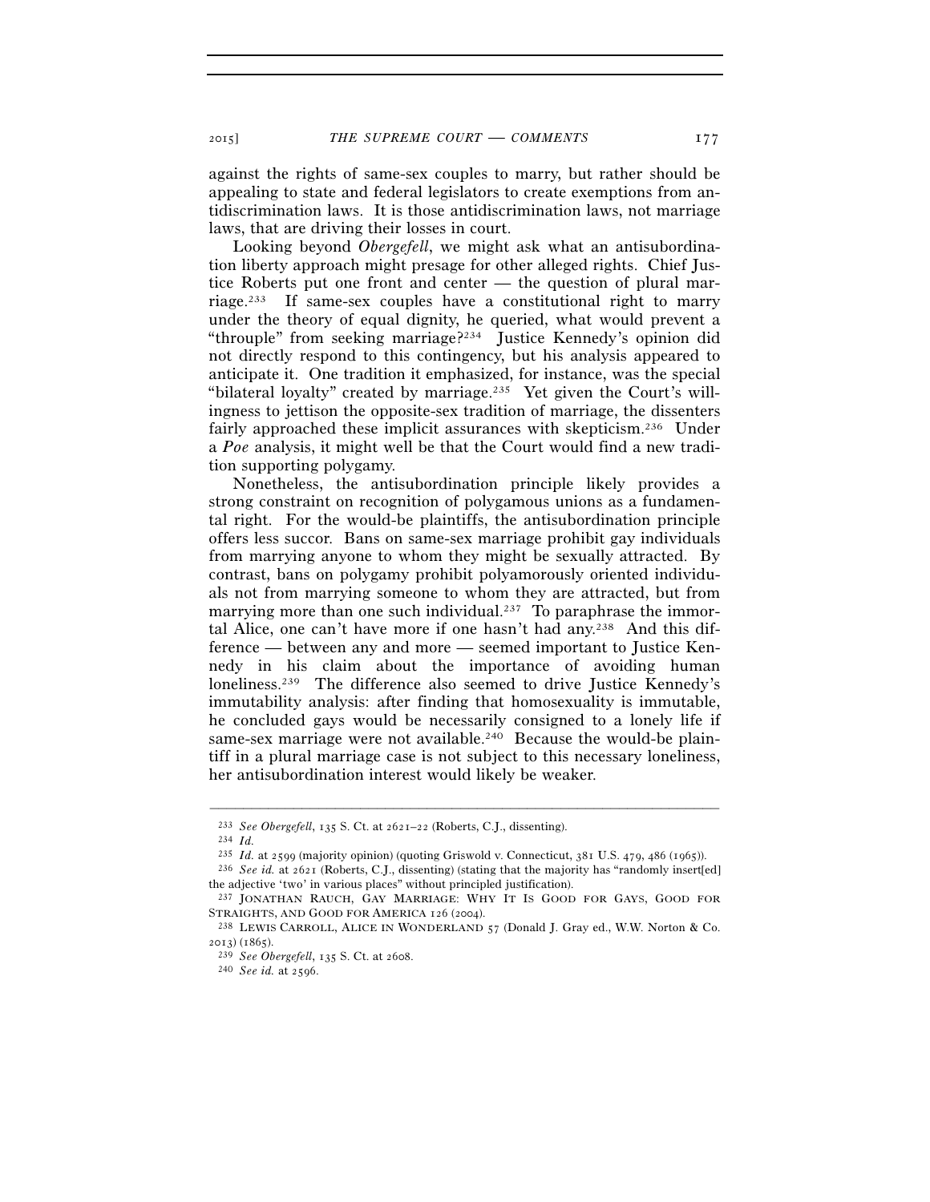against the rights of same-sex couples to marry, but rather should be appealing to state and federal legislators to create exemptions from antidiscrimination laws. It is those antidiscrimination laws, not marriage laws, that are driving their losses in court.

Looking beyond *Obergefell*, we might ask what an antisubordination liberty approach might presage for other alleged rights. Chief Justice Roberts put one front and center — the question of plural marriage.[233] If same-sex couples have a constitutional right to marry under the theory of equal dignity, he queried, what would prevent a "throuple" from seeking marriage?[234] Justice Kennedy's opinion did not directly respond to this contingency, but his analysis appeared to anticipate it. One tradition it emphasized, for instance, was the special "bilateral loyalty" created by marriage.[235] Yet given the Court's willingness to jettison the opposite-sex tradition of marriage, the dissenters fairly approached these implicit assurances with skepticism.[236] Under a *Poe* analysis, it might well be that the Court would find a new tradition supporting polygamy.

Nonetheless, the antisubordination principle likely provides a strong constraint on recognition of polygamous unions as a fundamental right. For the would-be plaintiffs, the antisubordination principle offers less succor. Bans on same-sex marriage prohibit gay individuals from marrying anyone to whom they might be sexually attracted. By contrast, bans on polygamy prohibit polyamorously oriented individuals not from marrying someone to whom they are attracted, but from marrying more than one such individual.[237] To paraphrase the immortal Alice, one can't have more if one hasn't had any.[238] And this difference — between any and more — seemed important to Justice Kennedy in his claim about the importance of avoiding human loneliness.[239] The difference also seemed to drive Justice Kennedy's immutability analysis: after finding that homosexuality is immutable, he concluded gays would be necessarily consigned to a lonely life if same-sex marriage were not available.[240] Because the would-be plaintiff in a plural marriage case is not subject to this necessary loneliness, her antisubordination interest would likely be weaker.

---

[233] *See Obergefell*, 135 S. Ct. at 2621–22 (Roberts, C.J., dissenting).

[234] *Id.*

[235] *Id.* at 2599 (majority opinion) (quoting Griswold v. Connecticut, 381 U.S. 479, 486 (1965)).

[236] *See id.* at 2621 (Roberts, C.J., dissenting) (stating that the majority has "randomly insert[ed] the adjective 'two' in various places" without principled justification).

[237] JONATHAN RAUCH, GAY MARRIAGE: WHY IT IS GOOD FOR GAYS, GOOD FOR STRAIGHTS, AND GOOD FOR AMERICA 126 (2004).

[238] LEWIS CARROLL, ALICE IN WONDERLAND 57 (Donald J. Gray ed., W.W. Norton & Co. 2013) (1865).

[239] *See Obergefell*, 135 S. Ct. at 2608.

[240] *See id.* at 2596.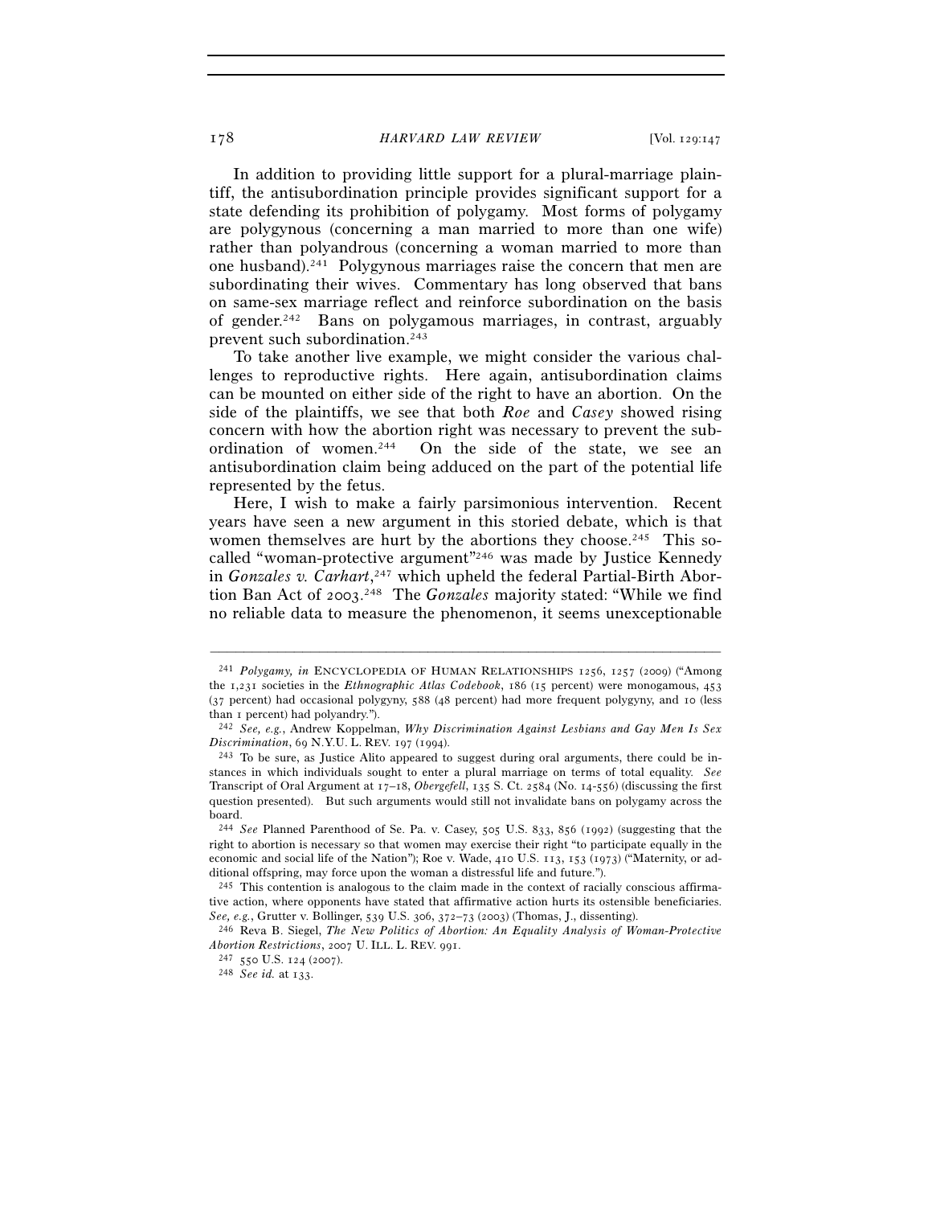In addition to providing little support for a plural-marriage plaintiff, the antisubordination principle provides significant support for a state defending its prohibition of polygamy. Most forms of polygamy are polygynous (concerning a man married to more than one wife) rather than polyandrous (concerning a woman married to more than one husband).[241] Polygynous marriages raise the concern that men are subordinating their wives. Commentary has long observed that bans on same-sex marriage reflect and reinforce subordination on the basis of gender.[242] Bans on polygamous marriages, in contrast, arguably prevent such subordination.[243]

To take another live example, we might consider the various challenges to reproductive rights. Here again, antisubordination claims can be mounted on either side of the right to have an abortion. On the side of the plaintiffs, we see that both *Roe* and *Casey* showed rising concern with how the abortion right was necessary to prevent the subordination of women.[244] On the side of the state, we see an antisubordination claim being adduced on the part of the potential life represented by the fetus.

Here, I wish to make a fairly parsimonious intervention. Recent years have seen a new argument in this storied debate, which is that women themselves are hurt by the abortions they choose.[245] This so-called "woman-protective argument"[246] was made by Justice Kennedy in *Gonzales v. Carhart*,[247] which upheld the federal Partial-Birth Abortion Ban Act of 2003.[248] The *Gonzales* majority stated: "While we find no reliable data to measure the phenomenon, it seems unexceptionable

---

[241] *Polygamy*, *in* ENCYCLOPEDIA OF HUMAN RELATIONSHIPS 1256, 1257 (2009) ("Among the 1,231 societies in the *Ethnographic Atlas Codebook*, 186 (15 percent) were monogamous, 453 (37 percent) had occasional polygyny, 588 (48 percent) had more frequent polygyny, and 10 (less than 1 percent) had polyandry.").

[242] *See, e.g.*, Andrew Koppelman, *Why Discrimination Against Lesbians and Gay Men Is Sex Discrimination*, 69 N.Y.U. L. REV. 197 (1994).

[243] To be sure, as Justice Alito appeared to suggest during oral arguments, there could be instances in which individuals sought to enter a plural marriage on terms of total equality. *See* Transcript of Oral Argument at 17–18, *Obergefell*, 135 S. Ct. 2584 (No. 14-556) (discussing the first question presented). But such arguments would still not invalidate bans on polygamy across the board.

[244] *See* Planned Parenthood of Se. Pa. v. Casey, 505 U.S. 833, 856 (1992) (suggesting that the right to abortion is necessary so that women may exercise their right "to participate equally in the economic and social life of the Nation"); Roe v. Wade, 410 U.S. 113, 153 (1973) ("Maternity, or additional offspring, may force upon the woman a distressful life and future.").

[245] This contention is analogous to the claim made in the context of racially conscious affirmative action, where opponents have stated that affirmative action hurts its ostensible beneficiaries. *See, e.g.*, Grutter v. Bollinger, 539 U.S. 306, 372–73 (2003) (Thomas, J., dissenting).

[246] Reva B. Siegel, *The New Politics of Abortion: An Equality Analysis of Woman-Protective Abortion Restrictions*, 2007 U. ILL. L. REV. 991.

[247] 550 U.S. 124 (2007).

[248] *See id.* at 133.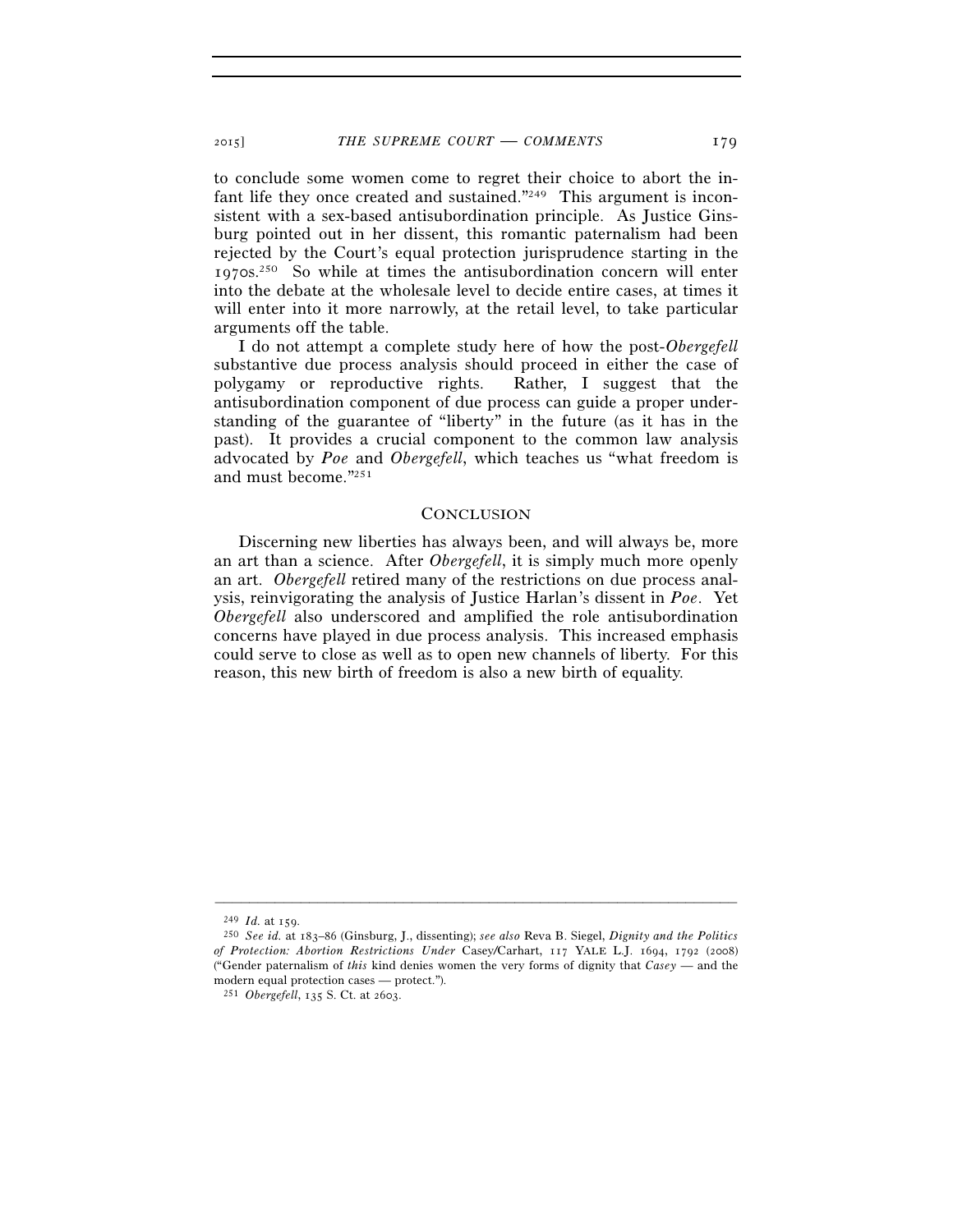to conclude some women come to regret their choice to abort the infant life they once created and sustained."[249] This argument is inconsistent with a sex-based antisubordination principle. As Justice Ginsburg pointed out in her dissent, this romantic paternalism had been rejected by the Court's equal protection jurisprudence starting in the 1970s.[250] So while at times the antisubordination concern will enter into the debate at the wholesale level to decide entire cases, at times it will enter into it more narrowly, at the retail level, to take particular arguments off the table.

I do not attempt a complete study here of how the post-*Obergefell* substantive due process analysis should proceed in either the case of polygamy or reproductive rights. Rather, I suggest that the antisubordination component of due process can guide a proper understanding of the guarantee of "liberty" in the future (as it has in the past). It provides a crucial component to the common law analysis advocated by *Poe* and *Obergefell*, which teaches us "what freedom is and must become."[251]

## CONCLUSION

Discerning new liberties has always been, and will always be, more an art than a science. After *Obergefell*, it is simply much more openly an art. *Obergefell* retired many of the restrictions on due process analysis, reinvigorating the analysis of Justice Harlan's dissent in *Poe*. Yet *Obergefell* also underscored and amplified the role antisubordination concerns have played in due process analysis. This increased emphasis could serve to close as well as to open new channels of liberty. For this reason, this new birth of freedom is also a new birth of equality.

---

[249] *Id.* at 159.

[250] *See id.* at 183–86 (Ginsburg, J., dissenting); *see also* Reva B. Siegel, *Dignity and the Politics of Protection: Abortion Restrictions Under* Casey/Carhart, 117 YALE L.J. 1694, 1792 (2008) ("Gender paternalism of *this* kind denies women the very forms of dignity that *Casey* — and the modern equal protection cases — protect.").

[251] *Obergefell*, 135 S. Ct. at 2603.